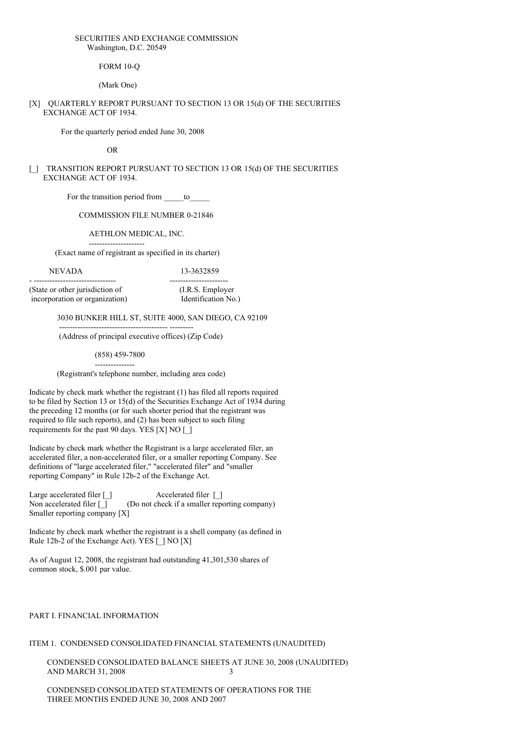SECURITIES AND EXCHANGE COMMISSION
Washington, D.C. 20549

FORM 10-Q

(Mark One)

[X] QUARTERLY REPORT PURSUANT TO SECTION 13 OR 15(d) OF THE SECURITIES EXCHANGE ACT OF 1934.

For the quarterly period ended June 30, 2008

OR

[_] TRANSITION REPORT PURSUANT TO SECTION 13 OR 15(d) OF THE SECURITIES EXCHANGE ACT OF 1934.

For the transition period from _____to_____

COMMISSION FILE NUMBER 0-21846

AETHLON MEDICAL, INC.

(Exact name of registrant as specified in its charter)

| NEVADA | 13-3632859 |
|---|---|
| (State or other jurisdiction of incorporation or organization) | (I.R.S. Employer Identification No.) |

3030 BUNKER HILL ST, SUITE 4000, SAN DIEGO, CA 92109

(Address of principal executive offices) (Zip Code)

(858) 459-7800

(Registrant's telephone number, including area code)

Indicate by check mark whether the registrant (1) has filed all reports required to be filed by Section 13 or 15(d) of the Securities Exchange Act of 1934 during the preceding 12 months (or for such shorter period that the registrant was required to file such reports), and (2) has been subject to such filing requirements for the past 90 days. YES [X] NO [_]

Indicate by check mark whether the Registrant is a large accelerated filer, an accelerated filer, a non-accelerated filer, or a smaller reporting Company. See definitions of "large accelerated filer," "accelerated filer" and "smaller reporting Company" in Rule 12b-2 of the Exchange Act.

Large accelerated filer [_] Accelerated filer [_]
Non accelerated filer [_] (Do not check if a smaller reporting company)
Smaller reporting company [X]

Indicate by check mark whether the registrant is a shell company (as defined in Rule 12b-2 of the Exchange Act). YES [_] NO [X]

As of August 12, 2008, the registrant had outstanding 41,301,530 shares of common stock, $.001 par value.

PART I. FINANCIAL INFORMATION

ITEM 1. CONDENSED CONSOLIDATED FINANCIAL STATEMENTS (UNAUDITED)

CONDENSED CONSOLIDATED BALANCE SHEETS AT JUNE 30, 2008 (UNAUDITED) AND MARCH 31, 2008 3

CONDENSED CONSOLIDATED STATEMENTS OF OPERATIONS FOR THE THREE MONTHS ENDED JUNE 30, 2008 AND 2007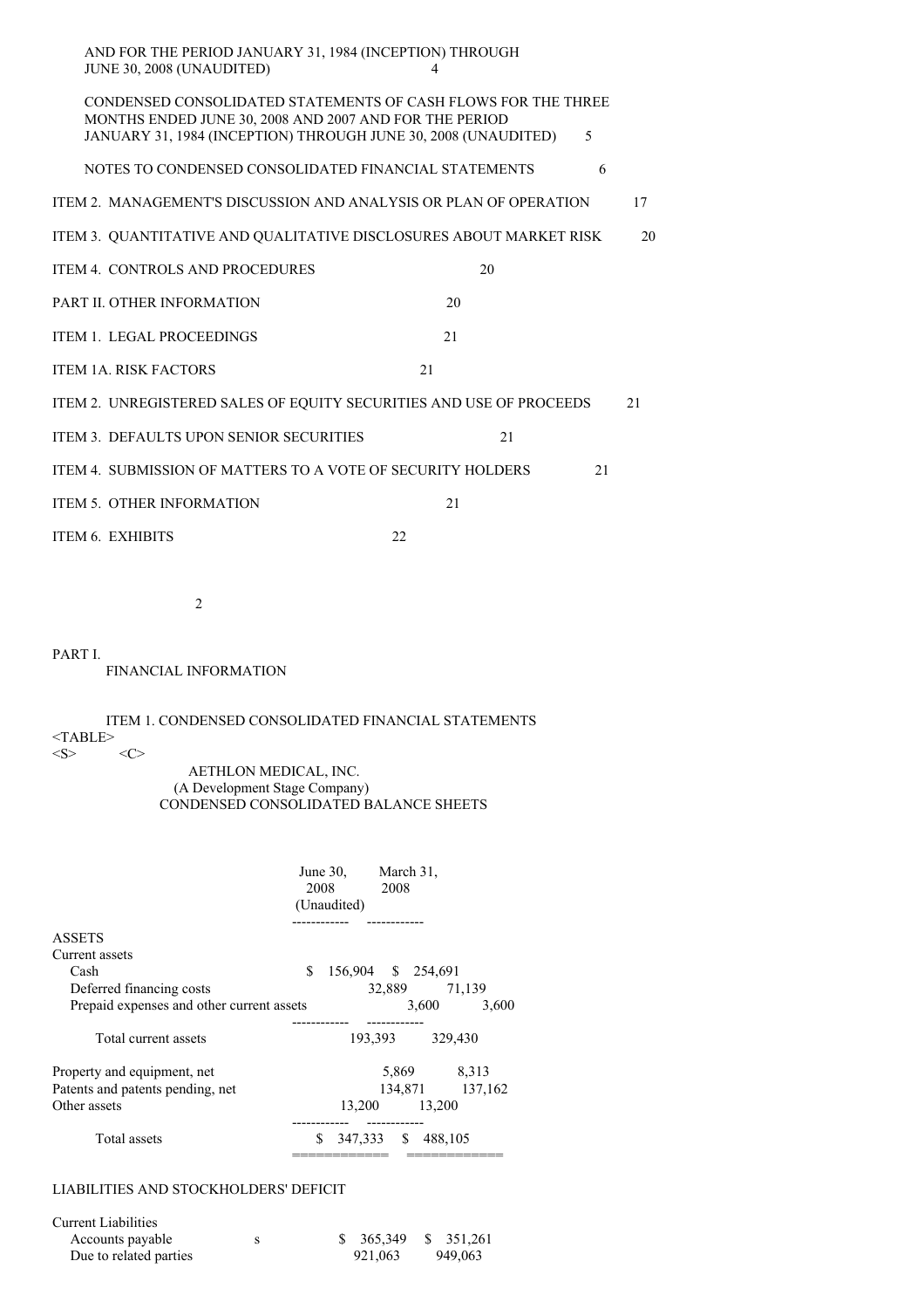AND FOR THE PERIOD JANUARY 31, 1984 (INCEPTION) THROUGH JUNE 30, 2008 (UNAUDITED) 4

CONDENSED CONSOLIDATED STATEMENTS OF CASH FLOWS FOR THE THREE MONTHS ENDED JUNE 30, 2008 AND 2007 AND FOR THE PERIOD JANUARY 31, 1984 (INCEPTION) THROUGH JUNE 30, 2008 (UNAUDITED) 5

NOTES TO CONDENSED CONSOLIDATED FINANCIAL STATEMENTS 6

ITEM 2. MANAGEMENT'S DISCUSSION AND ANALYSIS OR PLAN OF OPERATION 17

ITEM 3. QUANTITATIVE AND QUALITATIVE DISCLOSURES ABOUT MARKET RISK 20

ITEM 4. CONTROLS AND PROCEDURES 20

PART II. OTHER INFORMATION 20

ITEM 1. LEGAL PROCEEDINGS 21

ITEM 1A. RISK FACTORS 21

ITEM 2. UNREGISTERED SALES OF EQUITY SECURITIES AND USE OF PROCEEDS 21

ITEM 3. DEFAULTS UPON SENIOR SECURITIES 21

ITEM 4. SUBMISSION OF MATTERS TO A VOTE OF SECURITY HOLDERS 21

ITEM 5. OTHER INFORMATION 21

ITEM 6. EXHIBITS 22

PART I.

FINANCIAL INFORMATION

ITEM 1. CONDENSED CONSOLIDATED FINANCIAL STATEMENTS

AETHLON MEDICAL, INC.
(A Development Stage Company)
CONDENSED CONSOLIDATED BALANCE SHEETS

| | June 30, 2008 (Unaudited) | March 31, 2008 |
|---|---|---|
| **ASSETS** | | |
| Current assets | | |
| Cash | $ 156,904 | $ 254,691 |
| Deferred financing costs | 32,889 | 71,139 |
| Prepaid expenses and other current assets | 3,600 | 3,600 |
| Total current assets | 193,393 | 329,430 |
| Property and equipment, net | 5,869 | 8,313 |
| Patents and patents pending, net | 134,871 | 137,162 |
| Other assets | 13,200 | 13,200 |
| Total assets | $ 347,333 | $ 488,105 |
| **LIABILITIES AND STOCKHOLDERS' DEFICIT** | | |
| Current Liabilities | | |
| Accounts payable s | $ 365,349 | $ 351,261 |
| Due to related parties | 921,063 | 949,063 |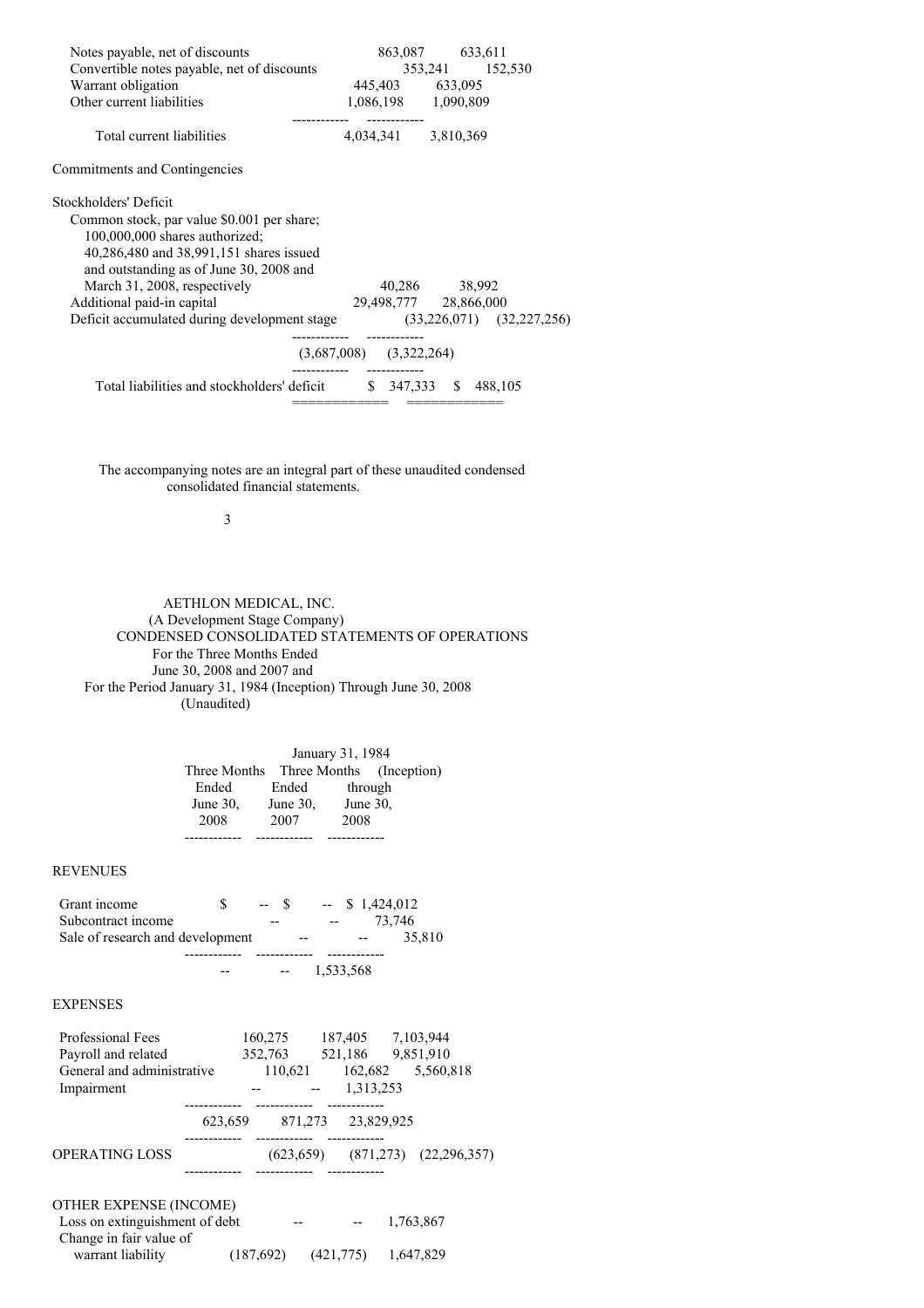| | | |
|---|---|---|
| Notes payable, net of discounts | 863,087 | 633,611 |
| Convertible notes payable, net of discounts | 353,241 | 152,530 |
| Warrant obligation | 445,403 | 633,095 |
| Other current liabilities | 1,086,198 | 1,090,809 |
| Total current liabilities | 4,034,341 | 3,810,369 |
| Commitments and Contingencies | | |
| Stockholders' Deficit | | |
| Common stock, par value \$0.001 per share; 100,000,000 shares authorized; 40,286,480 and 38,991,151 shares issued and outstanding as of June 30, 2008 and March 31, 2008, respectively | 40,286 | 38,992 |
| Additional paid-in capital | 29,498,777 | 28,866,000 |
| Deficit accumulated during development stage | (33,226,071) | (32,227,256) |
| | (3,687,008) | (3,322,264) |
| Total liabilities and stockholders' deficit | \$ 347,333 | \$ 488,105 |

The accompanying notes are an integral part of these unaudited condensed consolidated financial statements.

AETHLON MEDICAL, INC.
(A Development Stage Company)
CONDENSED CONSOLIDATED STATEMENTS OF OPERATIONS
For the Three Months Ended
June 30, 2008 and 2007 and
For the Period January 31, 1984 (Inception) Through June 30, 2008
(Unaudited)

| | Three Months Ended June 30, 2008 | Three Months Ended June 30, 2007 | January 31, 1984 (Inception) through June 30, 2008 |
|---|---|---|---|
| **REVENUES** | | | |
| Grant income | \$ -- | \$ -- | \$ 1,424,012 |
| Subcontract income | -- | -- | 73,746 |
| Sale of research and development | -- | -- | 35,810 |
| | -- | -- | 1,533,568 |
| **EXPENSES** | | | |
| Professional Fees | 160,275 | 187,405 | 7,103,944 |
| Payroll and related | 352,763 | 521,186 | 9,851,910 |
| General and administrative | 110,621 | 162,682 | 5,560,818 |
| Impairment | -- | -- | 1,313,253 |
| | 623,659 | 871,273 | 23,829,925 |
| **OPERATING LOSS** | (623,659) | (871,273) | (22,296,357) |
| **OTHER EXPENSE (INCOME)** | | | |
| Loss on extinguishment of debt | -- | -- | 1,763,867 |
| Change in fair value of warrant liability | (187,692) | (421,775) | 1,647,829 |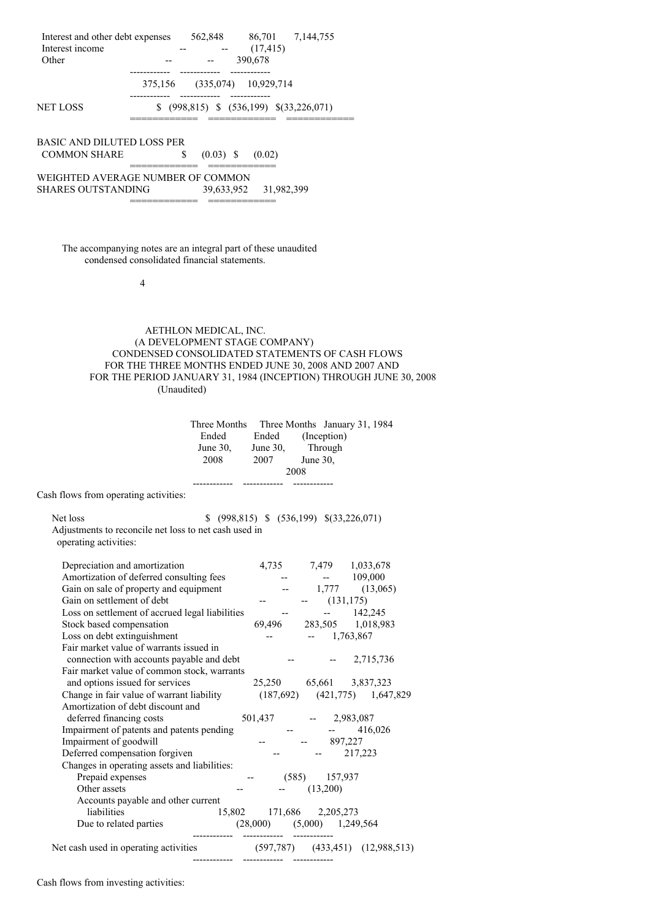| | | | |
|---|---|---|---|
| Interest and other debt expenses | 562,848 | 86,701 | 7,144,755 |
| Interest income | -- | -- | (17,415) |
| Other | -- | -- | 390,678 |
| | 375,156 | (335,074) | 10,929,714 |
| NET LOSS | $ (998,815) | $ (536,199) | $(33,226,071) |
| BASIC AND DILUTED LOSS PER COMMON SHARE | $ (0.03) | $ (0.02) | |
| WEIGHTED AVERAGE NUMBER OF COMMON SHARES OUTSTANDING | 39,633,952 | 31,982,399 | |

The accompanying notes are an integral part of these unaudited condensed consolidated financial statements.

AETHLON MEDICAL, INC.
(A DEVELOPMENT STAGE COMPANY)
CONDENSED CONSOLIDATED STATEMENTS OF CASH FLOWS
FOR THE THREE MONTHS ENDED JUNE 30, 2008 AND 2007 AND
FOR THE PERIOD JANUARY 31, 1984 (INCEPTION) THROUGH JUNE 30, 2008
(Unaudited)

| | Three Months Ended June 30, 2008 | Three Months Ended June 30, 2007 | January 31, 1984 (Inception) Through June 30, 2008 |
|---|---|---|---|
| Cash flows from operating activities: | | | |
| Net loss | $ (998,815) | $ (536,199) | $(33,226,071) |
| Adjustments to reconcile net loss to net cash used in operating activities: | | | |
| Depreciation and amortization | 4,735 | 7,479 | 1,033,678 |
| Amortization of deferred consulting fees | -- | -- | 109,000 |
| Gain on sale of property and equipment | -- | 1,777 | (13,065) |
| Gain on settlement of debt | -- | -- | (131,175) |
| Loss on settlement of accrued legal liabilities | -- | -- | 142,245 |
| Stock based compensation | 69,496 | 283,505 | 1,018,983 |
| Loss on debt extinguishment | -- | -- | 1,763,867 |
| Fair market value of warrants issued in connection with accounts payable and debt | -- | -- | 2,715,736 |
| Fair market value of common stock, warrants and options issued for services | 25,250 | 65,661 | 3,837,323 |
| Change in fair value of warrant liability | (187,692) | (421,775) | 1,647,829 |
| Amortization of debt discount and deferred financing costs | 501,437 | -- | 2,983,087 |
| Impairment of patents and patents pending | -- | -- | 416,026 |
| Impairment of goodwill | -- | -- | 897,227 |
| Deferred compensation forgiven | -- | -- | 217,223 |
| Changes in operating assets and liabilities: | | | |
| Prepaid expenses | -- | (585) | 157,937 |
| Other assets | -- | -- | (13,200) |
| Accounts payable and other current liabilities | 15,802 | 171,686 | 2,205,273 |
| Due to related parties | (28,000) | (5,000) | 1,249,564 |
| Net cash used in operating activities | (597,787) | (433,451) | (12,988,513) |

Cash flows from investing activities: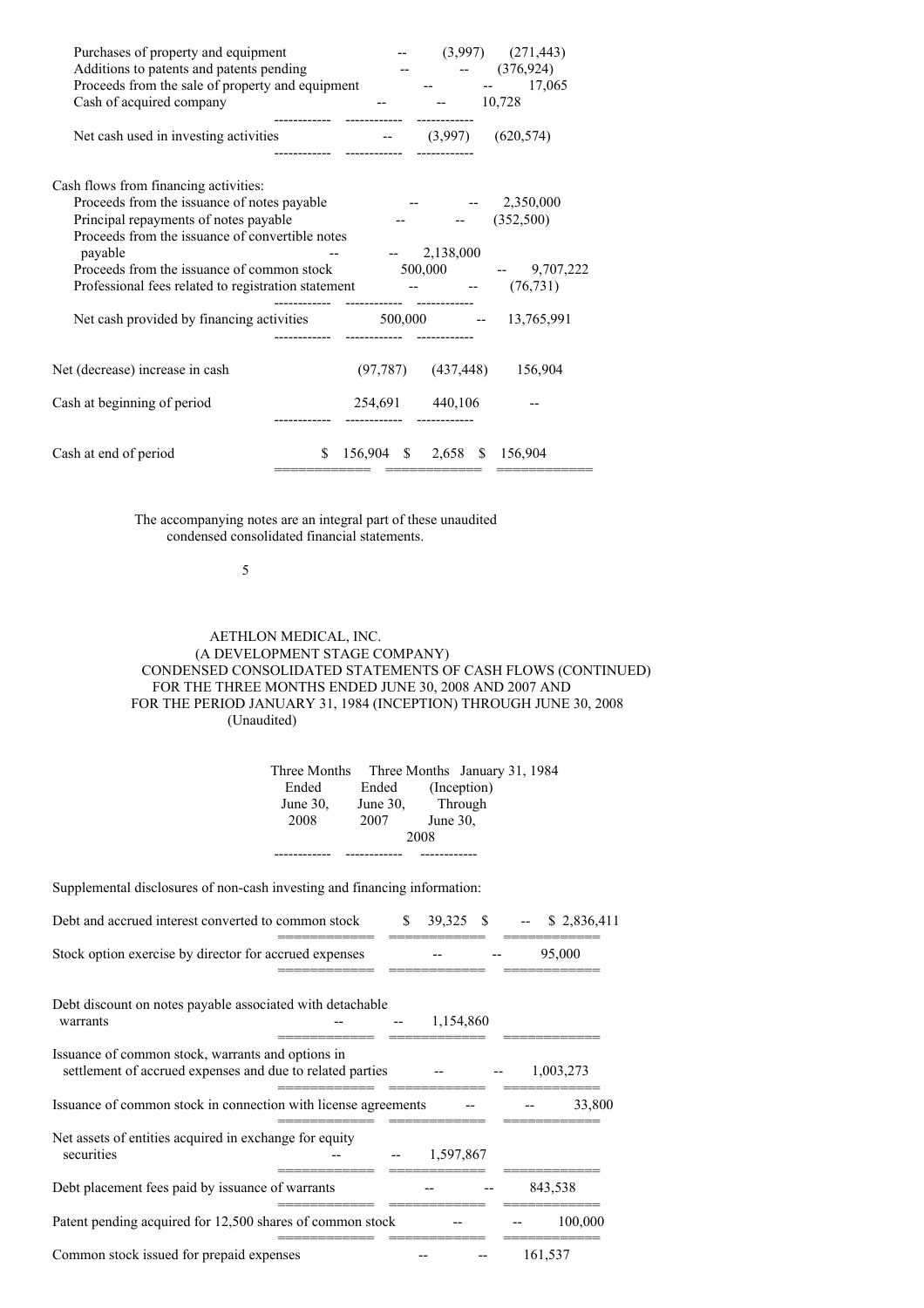| | Three Months Ended June 30, 2008 | Three Months Ended June 30, 2007 | January 31, 1984 (Inception) Through June 30, 2008 |
|---|---|---|---|
| Purchases of property and equipment | -- | (3,997) | (271,443) |
| Additions to patents and patents pending | -- | -- | (376,924) |
| Proceeds from the sale of property and equipment | -- | -- | 17,065 |
| Cash of acquired company | -- | -- | 10,728 |
| Net cash used in investing activities | -- | (3,997) | (620,574) |
| Cash flows from financing activities: | | | |
| Proceeds from the issuance of notes payable | -- | -- | 2,350,000 |
| Principal repayments of notes payable | -- | -- | (352,500) |
| Proceeds from the issuance of convertible notes payable | -- | -- | 2,138,000 |
| Proceeds from the issuance of common stock | 500,000 | -- | 9,707,222 |
| Professional fees related to registration statement | -- | -- | (76,731) |
| Net cash provided by financing activities | 500,000 | -- | 13,765,991 |
| Net (decrease) increase in cash | (97,787) | (437,448) | 156,904 |
| Cash at beginning of period | 254,691 | 440,106 | -- |
| Cash at end of period | $ 156,904 | $ 2,658 | $ 156,904 |

The accompanying notes are an integral part of these unaudited condensed consolidated financial statements.

AETHLON MEDICAL, INC.
(A DEVELOPMENT STAGE COMPANY)
CONDENSED CONSOLIDATED STATEMENTS OF CASH FLOWS (CONTINUED)
FOR THE THREE MONTHS ENDED JUNE 30, 2008 AND 2007 AND
FOR THE PERIOD JANUARY 31, 1984 (INCEPTION) THROUGH JUNE 30, 2008
(Unaudited)

| | Three Months Ended June 30, 2008 | Three Months Ended June 30, 2007 | January 31, 1984 (Inception) Through June 30, 2008 |
|---|---|---|---|
| Supplemental disclosures of non-cash investing and financing information: | | | |
| Debt and accrued interest converted to common stock | $ 39,325 | $ -- | $ 2,836,411 |
| Stock option exercise by director for accrued expenses | -- | -- | 95,000 |
| Debt discount on notes payable associated with detachable warrants | -- | -- | 1,154,860 |
| Issuance of common stock, warrants and options in settlement of accrued expenses and due to related parties | -- | -- | 1,003,273 |
| Issuance of common stock in connection with license agreements | -- | -- | 33,800 |
| Net assets of entities acquired in exchange for equity securities | -- | -- | 1,597,867 |
| Debt placement fees paid by issuance of warrants | -- | -- | 843,538 |
| Patent pending acquired for 12,500 shares of common stock | -- | -- | 100,000 |
| Common stock issued for prepaid expenses | -- | -- | 161,537 |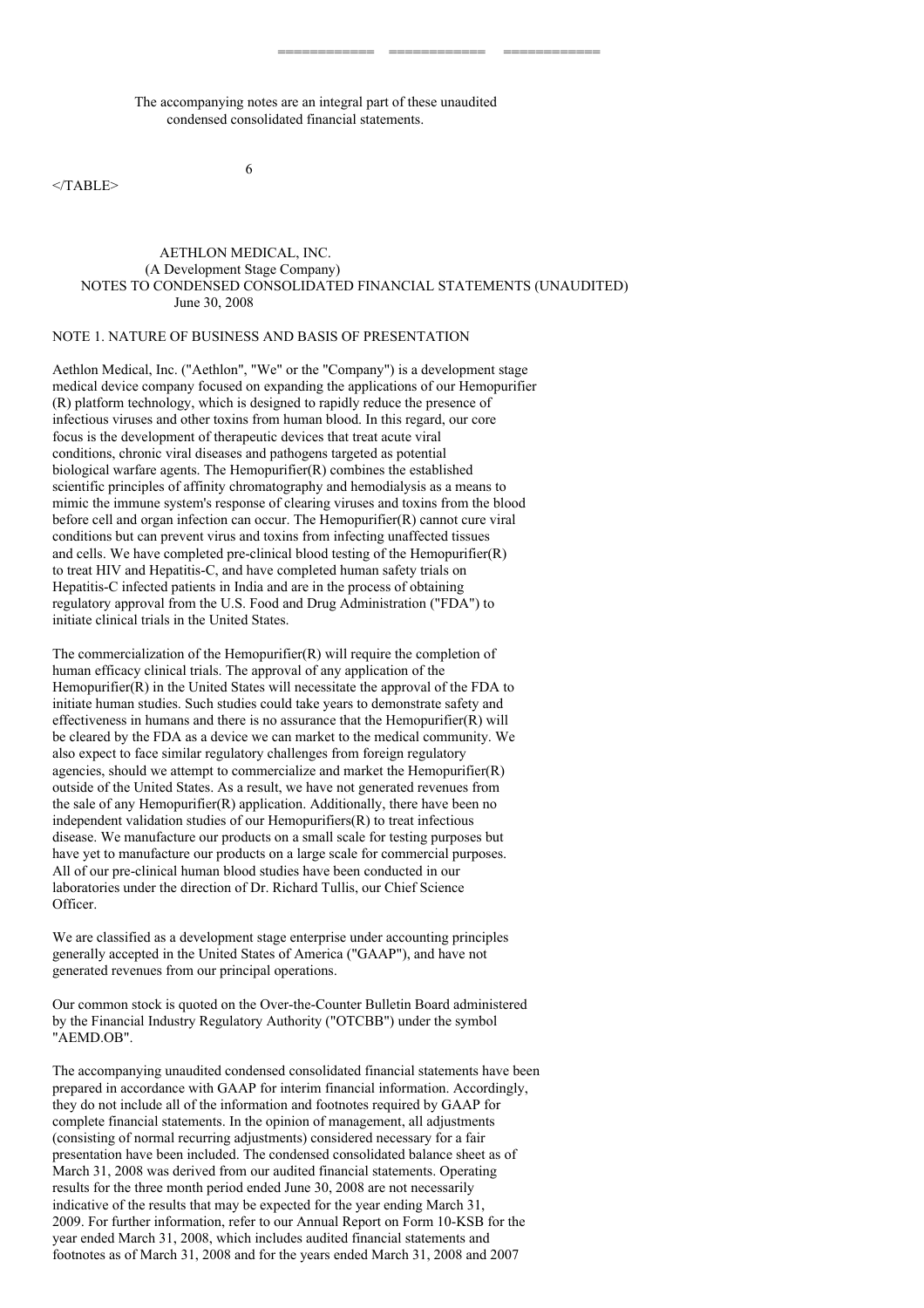The accompanying notes are an integral part of these unaudited condensed consolidated financial statements.

AETHLON MEDICAL, INC.
(A Development Stage Company)
NOTES TO CONDENSED CONSOLIDATED FINANCIAL STATEMENTS (UNAUDITED)
June 30, 2008

## NOTE 1. NATURE OF BUSINESS AND BASIS OF PRESENTATION

Aethlon Medical, Inc. ("Aethlon", "We" or the "Company") is a development stage medical device company focused on expanding the applications of our Hemopurifier (R) platform technology, which is designed to rapidly reduce the presence of infectious viruses and other toxins from human blood. In this regard, our core focus is the development of therapeutic devices that treat acute viral conditions, chronic viral diseases and pathogens targeted as potential biological warfare agents. The Hemopurifier(R) combines the established scientific principles of affinity chromatography and hemodialysis as a means to mimic the immune system's response of clearing viruses and toxins from the blood before cell and organ infection can occur. The Hemopurifier(R) cannot cure viral conditions but can prevent virus and toxins from infecting unaffected tissues and cells. We have completed pre-clinical blood testing of the Hemopurifier(R) to treat HIV and Hepatitis-C, and have completed human safety trials on Hepatitis-C infected patients in India and are in the process of obtaining regulatory approval from the U.S. Food and Drug Administration ("FDA") to initiate clinical trials in the United States.

The commercialization of the Hemopurifier(R) will require the completion of human efficacy clinical trials. The approval of any application of the Hemopurifier(R) in the United States will necessitate the approval of the FDA to initiate human studies. Such studies could take years to demonstrate safety and effectiveness in humans and there is no assurance that the Hemopurifier(R) will be cleared by the FDA as a device we can market to the medical community. We also expect to face similar regulatory challenges from foreign regulatory agencies, should we attempt to commercialize and market the Hemopurifier(R) outside of the United States. As a result, we have not generated revenues from the sale of any Hemopurifier(R) application. Additionally, there have been no independent validation studies of our Hemopurifiers(R) to treat infectious disease. We manufacture our products on a small scale for testing purposes but have yet to manufacture our products on a large scale for commercial purposes. All of our pre-clinical human blood studies have been conducted in our laboratories under the direction of Dr. Richard Tullis, our Chief Science Officer.

We are classified as a development stage enterprise under accounting principles generally accepted in the United States of America ("GAAP"), and have not generated revenues from our principal operations.

Our common stock is quoted on the Over-the-Counter Bulletin Board administered by the Financial Industry Regulatory Authority ("OTCBB") under the symbol "AEMD.OB".

The accompanying unaudited condensed consolidated financial statements have been prepared in accordance with GAAP for interim financial information. Accordingly, they do not include all of the information and footnotes required by GAAP for complete financial statements. In the opinion of management, all adjustments (consisting of normal recurring adjustments) considered necessary for a fair presentation have been included. The condensed consolidated balance sheet as of March 31, 2008 was derived from our audited financial statements. Operating results for the three month period ended June 30, 2008 are not necessarily indicative of the results that may be expected for the year ending March 31, 2009. For further information, refer to our Annual Report on Form 10-KSB for the year ended March 31, 2008, which includes audited financial statements and footnotes as of March 31, 2008 and for the years ended March 31, 2008 and 2007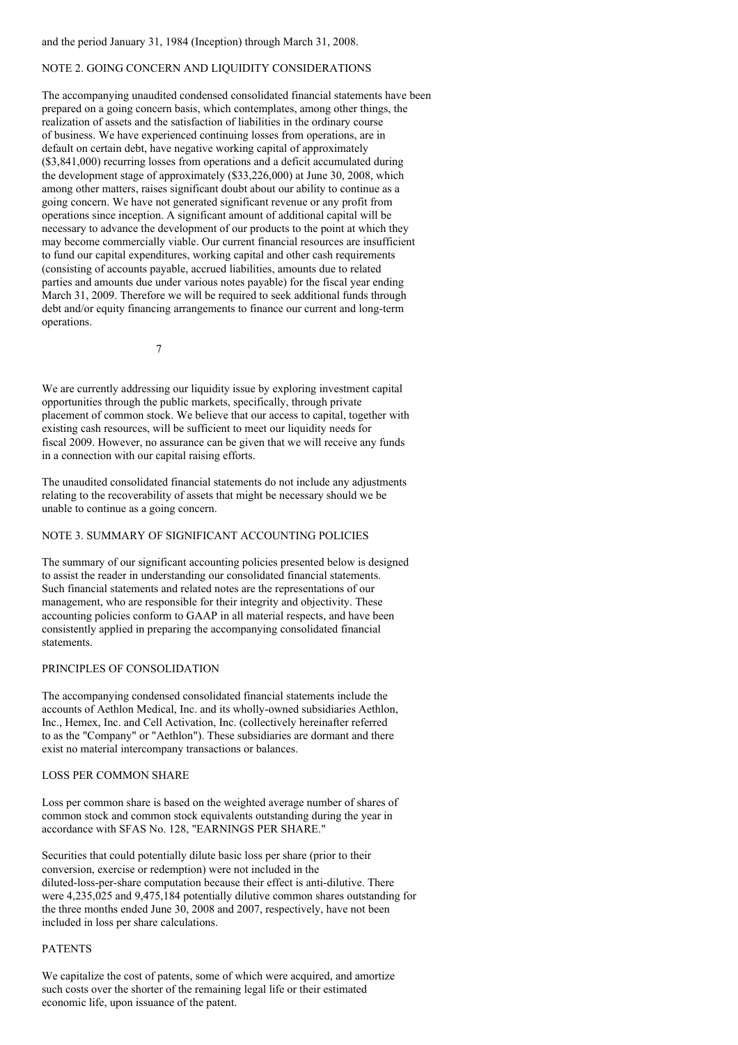and the period January 31, 1984 (Inception) through March 31, 2008.

## NOTE 2. GOING CONCERN AND LIQUIDITY CONSIDERATIONS

The accompanying unaudited condensed consolidated financial statements have been prepared on a going concern basis, which contemplates, among other things, the realization of assets and the satisfaction of liabilities in the ordinary course of business. We have experienced continuing losses from operations, are in default on certain debt, have negative working capital of approximately ($3,841,000) recurring losses from operations and a deficit accumulated during the development stage of approximately ($33,226,000) at June 30, 2008, which among other matters, raises significant doubt about our ability to continue as a going concern. We have not generated significant revenue or any profit from operations since inception. A significant amount of additional capital will be necessary to advance the development of our products to the point at which they may become commercially viable. Our current financial resources are insufficient to fund our capital expenditures, working capital and other cash requirements (consisting of accounts payable, accrued liabilities, amounts due to related parties and amounts due under various notes payable) for the fiscal year ending March 31, 2009. Therefore we will be required to seek additional funds through debt and/or equity financing arrangements to finance our current and long-term operations.

We are currently addressing our liquidity issue by exploring investment capital opportunities through the public markets, specifically, through private placement of common stock. We believe that our access to capital, together with existing cash resources, will be sufficient to meet our liquidity needs for fiscal 2009. However, no assurance can be given that we will receive any funds in a connection with our capital raising efforts.

The unaudited consolidated financial statements do not include any adjustments relating to the recoverability of assets that might be necessary should we be unable to continue as a going concern.

## NOTE 3. SUMMARY OF SIGNIFICANT ACCOUNTING POLICIES

The summary of our significant accounting policies presented below is designed to assist the reader in understanding our consolidated financial statements. Such financial statements and related notes are the representations of our management, who are responsible for their integrity and objectivity. These accounting policies conform to GAAP in all material respects, and have been consistently applied in preparing the accompanying consolidated financial statements.

### PRINCIPLES OF CONSOLIDATION

The accompanying condensed consolidated financial statements include the accounts of Aethlon Medical, Inc. and its wholly-owned subsidiaries Aethlon, Inc., Hemex, Inc. and Cell Activation, Inc. (collectively hereinafter referred to as the "Company" or "Aethlon"). These subsidiaries are dormant and there exist no material intercompany transactions or balances.

### LOSS PER COMMON SHARE

Loss per common share is based on the weighted average number of shares of common stock and common stock equivalents outstanding during the year in accordance with SFAS No. 128, "EARNINGS PER SHARE."

Securities that could potentially dilute basic loss per share (prior to their conversion, exercise or redemption) were not included in the diluted-loss-per-share computation because their effect is anti-dilutive. There were 4,235,025 and 9,475,184 potentially dilutive common shares outstanding for the three months ended June 30, 2008 and 2007, respectively, have not been included in loss per share calculations.

### PATENTS

We capitalize the cost of patents, some of which were acquired, and amortize such costs over the shorter of the remaining legal life or their estimated economic life, upon issuance of the patent.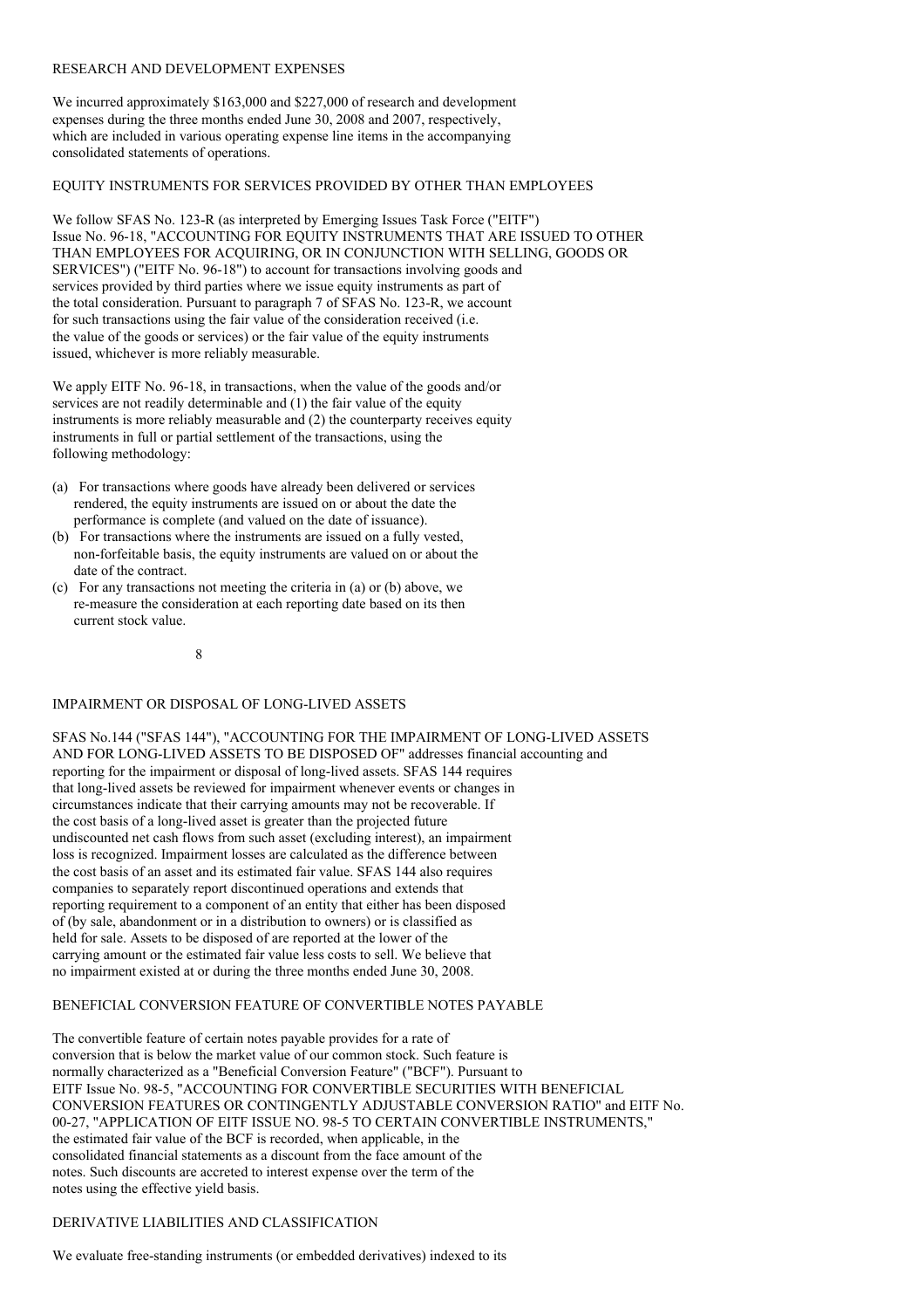## RESEARCH AND DEVELOPMENT EXPENSES

We incurred approximately $163,000 and $227,000 of research and development expenses during the three months ended June 30, 2008 and 2007, respectively, which are included in various operating expense line items in the accompanying consolidated statements of operations.

## EQUITY INSTRUMENTS FOR SERVICES PROVIDED BY OTHER THAN EMPLOYEES

We follow SFAS No. 123-R (as interpreted by Emerging Issues Task Force ("EITF") Issue No. 96-18, "ACCOUNTING FOR EQUITY INSTRUMENTS THAT ARE ISSUED TO OTHER THAN EMPLOYEES FOR ACQUIRING, OR IN CONJUNCTION WITH SELLING, GOODS OR SERVICES") ("EITF No. 96-18") to account for transactions involving goods and services provided by third parties where we issue equity instruments as part of the total consideration. Pursuant to paragraph 7 of SFAS No. 123-R, we account for such transactions using the fair value of the consideration received (i.e. the value of the goods or services) or the fair value of the equity instruments issued, whichever is more reliably measurable.

We apply EITF No. 96-18, in transactions, when the value of the goods and/or services are not readily determinable and (1) the fair value of the equity instruments is more reliably measurable and (2) the counterparty receives equity instruments in full or partial settlement of the transactions, using the following methodology:

(a) For transactions where goods have already been delivered or services rendered, the equity instruments are issued on or about the date the performance is complete (and valued on the date of issuance).

(b) For transactions where the instruments are issued on a fully vested, non-forfeitable basis, the equity instruments are valued on or about the date of the contract.

(c) For any transactions not meeting the criteria in (a) or (b) above, we re-measure the consideration at each reporting date based on its then current stock value.

## IMPAIRMENT OR DISPOSAL OF LONG-LIVED ASSETS

SFAS No.144 ("SFAS 144"), "ACCOUNTING FOR THE IMPAIRMENT OF LONG-LIVED ASSETS AND FOR LONG-LIVED ASSETS TO BE DISPOSED OF" addresses financial accounting and reporting for the impairment or disposal of long-lived assets. SFAS 144 requires that long-lived assets be reviewed for impairment whenever events or changes in circumstances indicate that their carrying amounts may not be recoverable. If the cost basis of a long-lived asset is greater than the projected future undiscounted net cash flows from such asset (excluding interest), an impairment loss is recognized. Impairment losses are calculated as the difference between the cost basis of an asset and its estimated fair value. SFAS 144 also requires companies to separately report discontinued operations and extends that reporting requirement to a component of an entity that either has been disposed of (by sale, abandonment or in a distribution to owners) or is classified as held for sale. Assets to be disposed of are reported at the lower of the carrying amount or the estimated fair value less costs to sell. We believe that no impairment existed at or during the three months ended June 30, 2008.

## BENEFICIAL CONVERSION FEATURE OF CONVERTIBLE NOTES PAYABLE

The convertible feature of certain notes payable provides for a rate of conversion that is below the market value of our common stock. Such feature is normally characterized as a "Beneficial Conversion Feature" ("BCF"). Pursuant to EITF Issue No. 98-5, "ACCOUNTING FOR CONVERTIBLE SECURITIES WITH BENEFICIAL CONVERSION FEATURES OR CONTINGENTLY ADJUSTABLE CONVERSION RATIO" and EITF No. 00-27, "APPLICATION OF EITF ISSUE NO. 98-5 TO CERTAIN CONVERTIBLE INSTRUMENTS," the estimated fair value of the BCF is recorded, when applicable, in the consolidated financial statements as a discount from the face amount of the notes. Such discounts are accreted to interest expense over the term of the notes using the effective yield basis.

## DERIVATIVE LIABILITIES AND CLASSIFICATION

We evaluate free-standing instruments (or embedded derivatives) indexed to its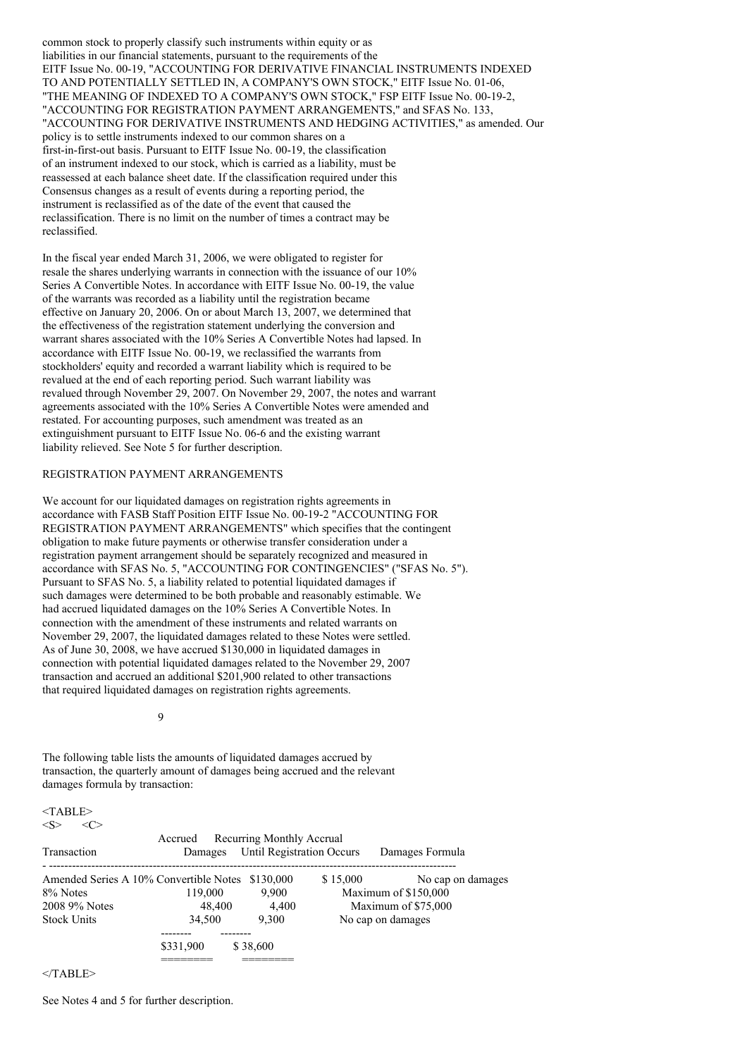common stock to properly classify such instruments within equity or as liabilities in our financial statements, pursuant to the requirements of the EITF Issue No. 00-19, "ACCOUNTING FOR DERIVATIVE FINANCIAL INSTRUMENTS INDEXED TO AND POTENTIALLY SETTLED IN, A COMPANY'S OWN STOCK," EITF Issue No. 01-06, "THE MEANING OF INDEXED TO A COMPANY'S OWN STOCK," FSP EITF Issue No. 00-19-2, "ACCOUNTING FOR REGISTRATION PAYMENT ARRANGEMENTS," and SFAS No. 133, "ACCOUNTING FOR DERIVATIVE INSTRUMENTS AND HEDGING ACTIVITIES," as amended. Our policy is to settle instruments indexed to our common shares on a first-in-first-out basis. Pursuant to EITF Issue No. 00-19, the classification of an instrument indexed to our stock, which is carried as a liability, must be reassessed at each balance sheet date. If the classification required under this Consensus changes as a result of events during a reporting period, the instrument is reclassified as of the date of the event that caused the reclassification. There is no limit on the number of times a contract may be reclassified.

In the fiscal year ended March 31, 2006, we were obligated to register for resale the shares underlying warrants in connection with the issuance of our 10% Series A Convertible Notes. In accordance with EITF Issue No. 00-19, the value of the warrants was recorded as a liability until the registration became effective on January 20, 2006. On or about March 13, 2007, we determined that the effectiveness of the registration statement underlying the conversion and warrant shares associated with the 10% Series A Convertible Notes had lapsed. In accordance with EITF Issue No. 00-19, we reclassified the warrants from stockholders' equity and recorded a warrant liability which is required to be revalued at the end of each reporting period. Such warrant liability was revalued through November 29, 2007. On November 29, 2007, the notes and warrant agreements associated with the 10% Series A Convertible Notes were amended and restated. For accounting purposes, such amendment was treated as an extinguishment pursuant to EITF Issue No. 06-6 and the existing warrant liability relieved. See Note 5 for further description.

## REGISTRATION PAYMENT ARRANGEMENTS

We account for our liquidated damages on registration rights agreements in accordance with FASB Staff Position EITF Issue No. 00-19-2 "ACCOUNTING FOR REGISTRATION PAYMENT ARRANGEMENTS" which specifies that the contingent obligation to make future payments or otherwise transfer consideration under a registration payment arrangement should be separately recognized and measured in accordance with SFAS No. 5, "ACCOUNTING FOR CONTINGENCIES" ("SFAS No. 5"). Pursuant to SFAS No. 5, a liability related to potential liquidated damages if such damages were determined to be both probable and reasonably estimable. We had accrued liquidated damages on the 10% Series A Convertible Notes. In connection with the amendment of these instruments and related warrants on November 29, 2007, the liquidated damages related to these Notes were settled. As of June 30, 2008, we have accrued \$130,000 in liquidated damages in connection with potential liquidated damages related to the November 29, 2007 transaction and accrued an additional \$201,900 related to other transactions that required liquidated damages on registration rights agreements.

The following table lists the amounts of liquidated damages accrued by transaction, the quarterly amount of damages being accrued and the relevant damages formula by transaction:

| Transaction | Accrued Damages | Recurring Monthly Accrual Until Registration Occurs | Damages Formula |
|---|---|---|---|
| Amended Series A 10% Convertible Notes | $130,000 | $ 15,000 | No cap on damages |
| 8% Notes | 119,000 | 9,900 | Maximum of $150,000 |
| 2008 9% Notes | 48,400 | 4,400 | Maximum of $75,000 |
| Stock Units | 34,500 | 9,300 | No cap on damages |
| | $331,900 | $ 38,600 | |

See Notes 4 and 5 for further description.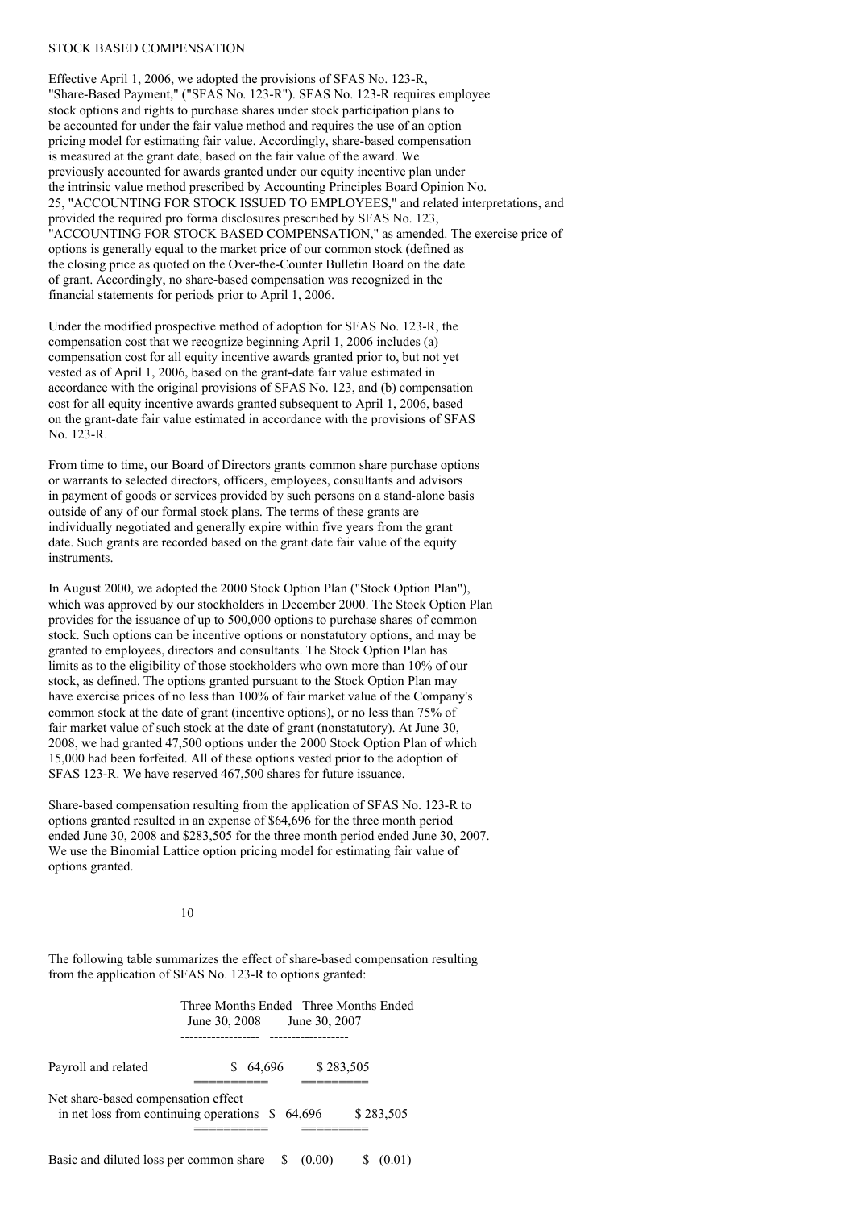## STOCK BASED COMPENSATION

Effective April 1, 2006, we adopted the provisions of SFAS No. 123-R, "Share-Based Payment," ("SFAS No. 123-R"). SFAS No. 123-R requires employee stock options and rights to purchase shares under stock participation plans to be accounted for under the fair value method and requires the use of an option pricing model for estimating fair value. Accordingly, share-based compensation is measured at the grant date, based on the fair value of the award. We previously accounted for awards granted under our equity incentive plan under the intrinsic value method prescribed by Accounting Principles Board Opinion No. 25, "ACCOUNTING FOR STOCK ISSUED TO EMPLOYEES," and related interpretations, and provided the required pro forma disclosures prescribed by SFAS No. 123, "ACCOUNTING FOR STOCK BASED COMPENSATION," as amended. The exercise price of options is generally equal to the market price of our common stock (defined as the closing price as quoted on the Over-the-Counter Bulletin Board on the date of grant. Accordingly, no share-based compensation was recognized in the financial statements for periods prior to April 1, 2006.

Under the modified prospective method of adoption for SFAS No. 123-R, the compensation cost that we recognize beginning April 1, 2006 includes (a) compensation cost for all equity incentive awards granted prior to, but not yet vested as of April 1, 2006, based on the grant-date fair value estimated in accordance with the original provisions of SFAS No. 123, and (b) compensation cost for all equity incentive awards granted subsequent to April 1, 2006, based on the grant-date fair value estimated in accordance with the provisions of SFAS No. 123-R.

From time to time, our Board of Directors grants common share purchase options or warrants to selected directors, officers, employees, consultants and advisors in payment of goods or services provided by such persons on a stand-alone basis outside of any of our formal stock plans. The terms of these grants are individually negotiated and generally expire within five years from the grant date. Such grants are recorded based on the grant date fair value of the equity instruments.

In August 2000, we adopted the 2000 Stock Option Plan ("Stock Option Plan"), which was approved by our stockholders in December 2000. The Stock Option Plan provides for the issuance of up to 500,000 options to purchase shares of common stock. Such options can be incentive options or nonstatutory options, and may be granted to employees, directors and consultants. The Stock Option Plan has limits as to the eligibility of those stockholders who own more than 10% of our stock, as defined. The options granted pursuant to the Stock Option Plan may have exercise prices of no less than 100% of fair market value of the Company's common stock at the date of grant (incentive options), or no less than 75% of fair market value of such stock at the date of grant (nonstatutory). At June 30, 2008, we had granted 47,500 options under the 2000 Stock Option Plan of which 15,000 had been forfeited. All of these options vested prior to the adoption of SFAS 123-R. We have reserved 467,500 shares for future issuance.

Share-based compensation resulting from the application of SFAS No. 123-R to options granted resulted in an expense of $64,696 for the three month period ended June 30, 2008 and $283,505 for the three month period ended June 30, 2007. We use the Binomial Lattice option pricing model for estimating fair value of options granted.

The following table summarizes the effect of share-based compensation resulting from the application of SFAS No. 123-R to options granted:

| | Three Months Ended June 30, 2008 | Three Months Ended June 30, 2007 |
|---|---|---|
| Payroll and related | $ 64,696 | $ 283,505 |
| Net share-based compensation effect in net loss from continuing operations | $ 64,696 | $ 283,505 |
| Basic and diluted loss per common share | $ (0.00) | $ (0.01) |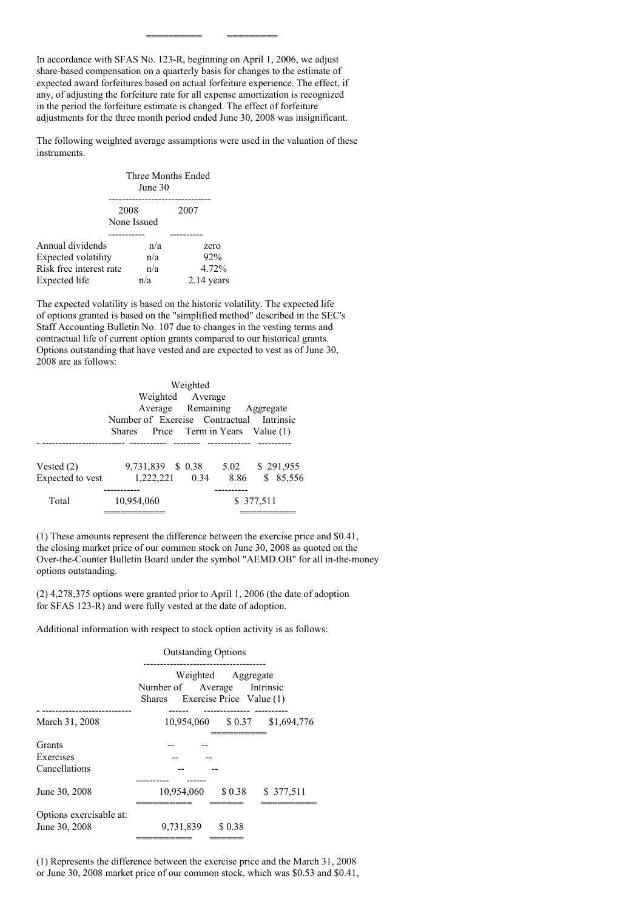In accordance with SFAS No. 123-R, beginning on April 1, 2006, we adjust share-based compensation on a quarterly basis for changes to the estimate of expected award forfeitures based on actual forfeiture experience. The effect, if any, of adjusting the forfeiture rate for all expense amortization is recognized in the period the forfeiture estimate is changed. The effect of forfeiture adjustments for the three month period ended June 30, 2008 was insignificant.

The following weighted average assumptions were used in the valuation of these instruments.

| | Three Months Ended June 30 | |
|---|---|---|
| | 2008 None Issued | 2007 |
| Annual dividends | n/a | zero |
| Expected volatility | n/a | 92% |
| Risk free interest rate | n/a | 4.72% |
| Expected life | n/a | 2.14 years |

The expected volatility is based on the historic volatility. The expected life of options granted is based on the "simplified method" described in the SEC's Staff Accounting Bulletin No. 107 due to changes in the vesting terms and contractual life of current option grants compared to our historical grants. Options outstanding that have vested and are expected to vest as of June 30, 2008 are as follows:

| | Number of Shares | Weighted Average Exercise Price | Weighted Average Remaining Contractual Term in Years | Aggregate Intrinsic Value (1) |
|---|---|---|---|---|
| Vested (2) | 9,731,839 | $ 0.38 | 5.02 | $ 291,955 |
| Expected to vest | 1,222,221 | 0.34 | 8.86 | $ 85,556 |
| Total | 10,954,060 | | | $ 377,511 |

(1) These amounts represent the difference between the exercise price and $0.41, the closing market price of our common stock on June 30, 2008 as quoted on the Over-the-Counter Bulletin Board under the symbol "AEMD.OB" for all in-the-money options outstanding.

(2) 4,278,375 options were granted prior to April 1, 2006 (the date of adoption for SFAS 123-R) and were fully vested at the date of adoption.

Additional information with respect to stock option activity is as follows:

| | Outstanding Options | | |
|---|---|---|---|
| | Number of Shares | Weighted Average Exercise Price | Aggregate Intrinsic Value (1) |
| March 31, 2008 | 10,954,060 | $ 0.37 | $1,694,776 |
| Grants | -- | -- | |
| Exercises | -- | -- | |
| Cancellations | -- | -- | |
| June 30, 2008 | 10,954,060 | $ 0.38 | $ 377,511 |
| Options exercisable at: | | | |
| June 30, 2008 | 9,731,839 | $ 0.38 | |

(1) Represents the difference between the exercise price and the March 31, 2008 or June 30, 2008 market price of our common stock, which was $0.53 and $0.41,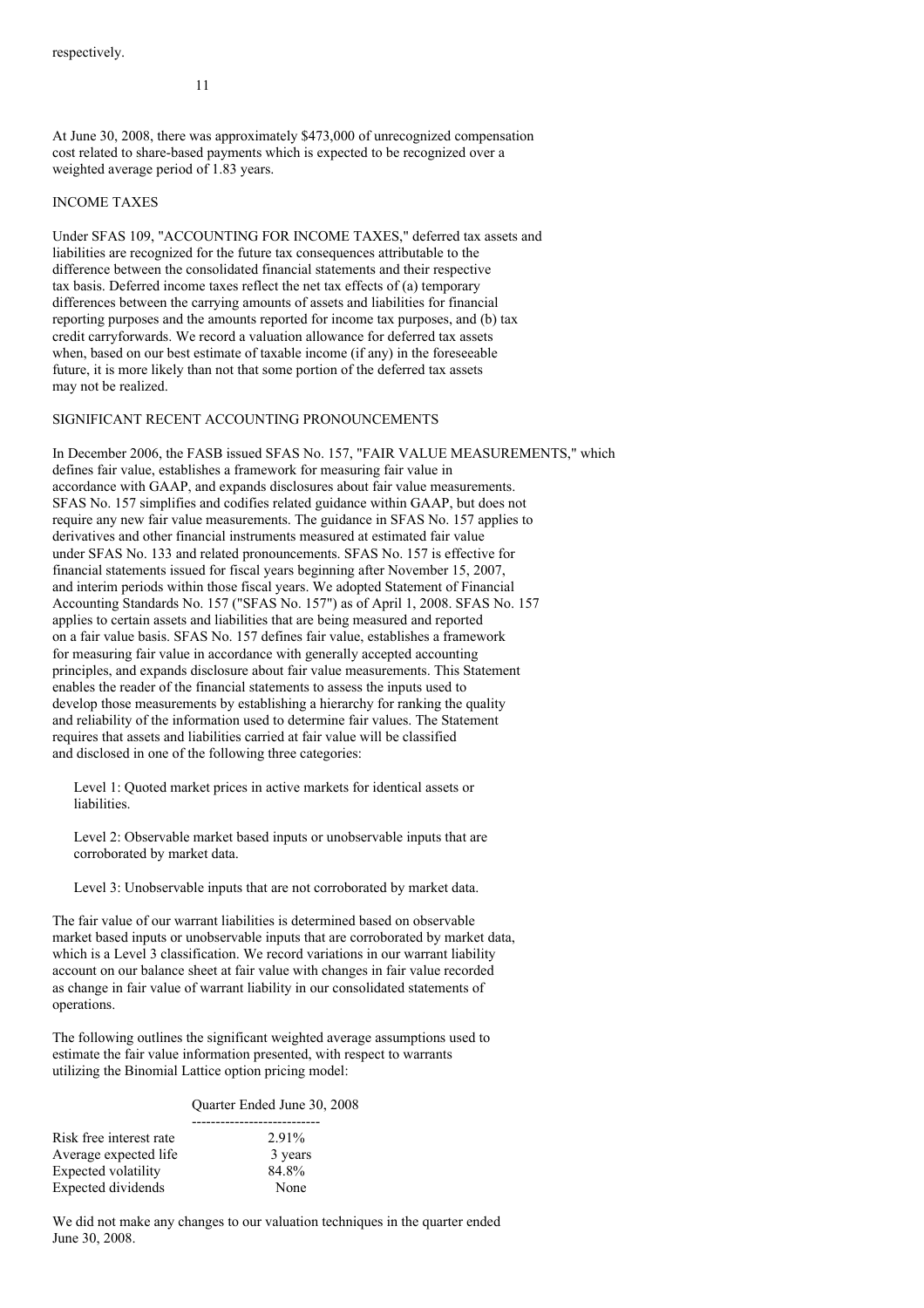respectively.

At June 30, 2008, there was approximately $473,000 of unrecognized compensation cost related to share-based payments which is expected to be recognized over a weighted average period of 1.83 years.

## INCOME TAXES

Under SFAS 109, "ACCOUNTING FOR INCOME TAXES," deferred tax assets and liabilities are recognized for the future tax consequences attributable to the difference between the consolidated financial statements and their respective tax basis. Deferred income taxes reflect the net tax effects of (a) temporary differences between the carrying amounts of assets and liabilities for financial reporting purposes and the amounts reported for income tax purposes, and (b) tax credit carryforwards. We record a valuation allowance for deferred tax assets when, based on our best estimate of taxable income (if any) in the foreseeable future, it is more likely than not that some portion of the deferred tax assets may not be realized.

## SIGNIFICANT RECENT ACCOUNTING PRONOUNCEMENTS

In December 2006, the FASB issued SFAS No. 157, "FAIR VALUE MEASUREMENTS," which defines fair value, establishes a framework for measuring fair value in accordance with GAAP, and expands disclosures about fair value measurements. SFAS No. 157 simplifies and codifies related guidance within GAAP, but does not require any new fair value measurements. The guidance in SFAS No. 157 applies to derivatives and other financial instruments measured at estimated fair value under SFAS No. 133 and related pronouncements. SFAS No. 157 is effective for financial statements issued for fiscal years beginning after November 15, 2007, and interim periods within those fiscal years. We adopted Statement of Financial Accounting Standards No. 157 ("SFAS No. 157") as of April 1, 2008. SFAS No. 157 applies to certain assets and liabilities that are being measured and reported on a fair value basis. SFAS No. 157 defines fair value, establishes a framework for measuring fair value in accordance with generally accepted accounting principles, and expands disclosure about fair value measurements. This Statement enables the reader of the financial statements to assess the inputs used to develop those measurements by establishing a hierarchy for ranking the quality and reliability of the information used to determine fair values. The Statement requires that assets and liabilities carried at fair value will be classified and disclosed in one of the following three categories:

Level 1: Quoted market prices in active markets for identical assets or liabilities.

Level 2: Observable market based inputs or unobservable inputs that are corroborated by market data.

Level 3: Unobservable inputs that are not corroborated by market data.

The fair value of our warrant liabilities is determined based on observable market based inputs or unobservable inputs that are corroborated by market data, which is a Level 3 classification. We record variations in our warrant liability account on our balance sheet at fair value with changes in fair value recorded as change in fair value of warrant liability in our consolidated statements of operations.

The following outlines the significant weighted average assumptions used to estimate the fair value information presented, with respect to warrants utilizing the Binomial Lattice option pricing model:

| | Quarter Ended June 30, 2008 |
|---|---|
| Risk free interest rate | 2.91% |
| Average expected life | 3 years |
| Expected volatility | 84.8% |
| Expected dividends | None |

We did not make any changes to our valuation techniques in the quarter ended June 30, 2008.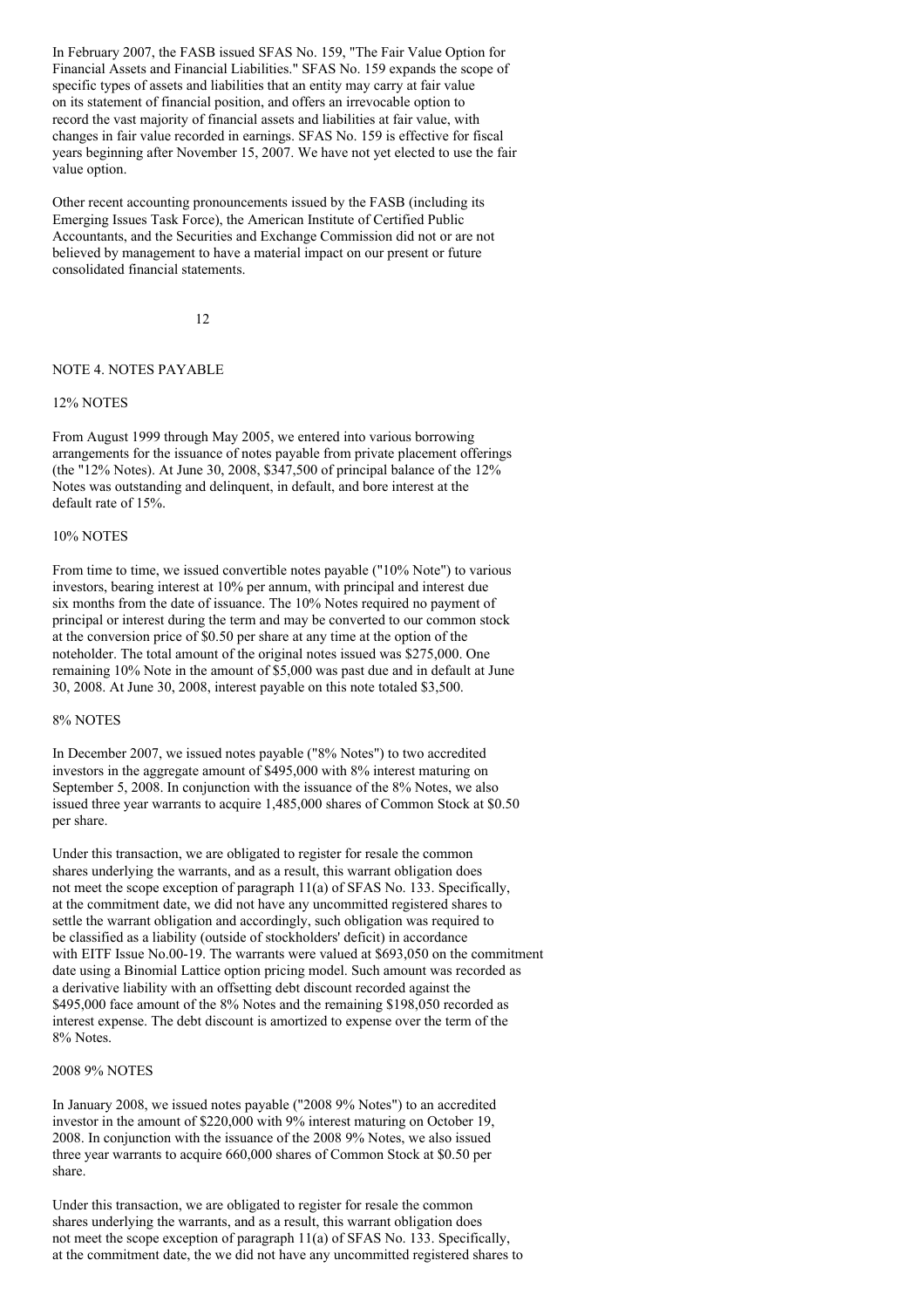In February 2007, the FASB issued SFAS No. 159, "The Fair Value Option for Financial Assets and Financial Liabilities." SFAS No. 159 expands the scope of specific types of assets and liabilities that an entity may carry at fair value on its statement of financial position, and offers an irrevocable option to record the vast majority of financial assets and liabilities at fair value, with changes in fair value recorded in earnings. SFAS No. 159 is effective for fiscal years beginning after November 15, 2007. We have not yet elected to use the fair value option.

Other recent accounting pronouncements issued by the FASB (including its Emerging Issues Task Force), the American Institute of Certified Public Accountants, and the Securities and Exchange Commission did not or are not believed by management to have a material impact on our present or future consolidated financial statements.

## NOTE 4. NOTES PAYABLE

### 12% NOTES

From August 1999 through May 2005, we entered into various borrowing arrangements for the issuance of notes payable from private placement offerings (the "12% Notes). At June 30, 2008, $347,500 of principal balance of the 12% Notes was outstanding and delinquent, in default, and bore interest at the default rate of 15%.

### 10% NOTES

From time to time, we issued convertible notes payable ("10% Note") to various investors, bearing interest at 10% per annum, with principal and interest due six months from the date of issuance. The 10% Notes required no payment of principal or interest during the term and may be converted to our common stock at the conversion price of $0.50 per share at any time at the option of the noteholder. The total amount of the original notes issued was $275,000. One remaining 10% Note in the amount of $5,000 was past due and in default at June 30, 2008. At June 30, 2008, interest payable on this note totaled $3,500.

### 8% NOTES

In December 2007, we issued notes payable ("8% Notes") to two accredited investors in the aggregate amount of $495,000 with 8% interest maturing on September 5, 2008. In conjunction with the issuance of the 8% Notes, we also issued three year warrants to acquire 1,485,000 shares of Common Stock at $0.50 per share.

Under this transaction, we are obligated to register for resale the common shares underlying the warrants, and as a result, this warrant obligation does not meet the scope exception of paragraph 11(a) of SFAS No. 133. Specifically, at the commitment date, we did not have any uncommitted registered shares to settle the warrant obligation and accordingly, such obligation was required to be classified as a liability (outside of stockholders' deficit) in accordance with EITF Issue No.00-19. The warrants were valued at $693,050 on the commitment date using a Binomial Lattice option pricing model. Such amount was recorded as a derivative liability with an offsetting debt discount recorded against the $495,000 face amount of the 8% Notes and the remaining $198,050 recorded as interest expense. The debt discount is amortized to expense over the term of the 8% Notes.

### 2008 9% NOTES

In January 2008, we issued notes payable ("2008 9% Notes") to an accredited investor in the amount of $220,000 with 9% interest maturing on October 19, 2008. In conjunction with the issuance of the 2008 9% Notes, we also issued three year warrants to acquire 660,000 shares of Common Stock at $0.50 per share.

Under this transaction, we are obligated to register for resale the common shares underlying the warrants, and as a result, this warrant obligation does not meet the scope exception of paragraph 11(a) of SFAS No. 133. Specifically, at the commitment date, the we did not have any uncommitted registered shares to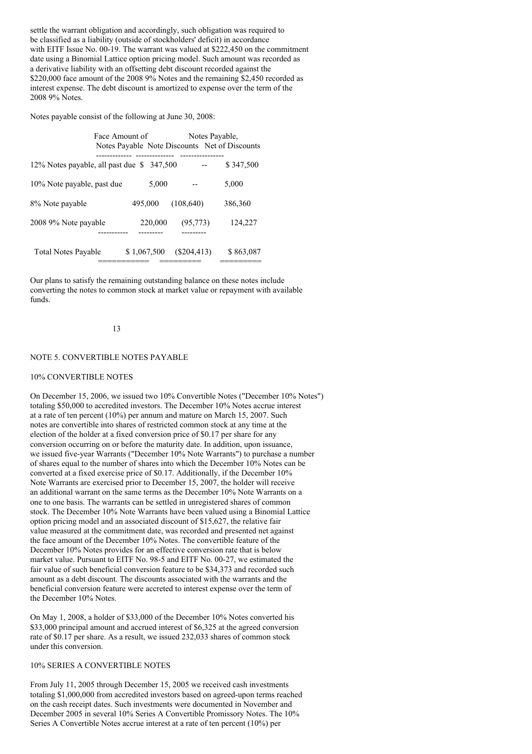settle the warrant obligation and accordingly, such obligation was required to be classified as a liability (outside of stockholders' deficit) in accordance with EITF Issue No. 00-19. The warrant was valued at $222,450 on the commitment date using a Binomial Lattice option pricing model. Such amount was recorded as a derivative liability with an offsetting debt discount recorded against the $220,000 face amount of the 2008 9% Notes and the remaining $2,450 recorded as interest expense. The debt discount is amortized to expense over the term of the 2008 9% Notes.

Notes payable consist of the following at June 30, 2008:

| | Face Amount of Notes Payable | Note Discounts | Notes Payable, Net of Discounts |
|---|---|---|---|
| 12% Notes payable, all past due | $ 347,500 | -- | $ 347,500 |
| 10% Note payable, past due | 5,000 | -- | 5,000 |
| 8% Note payable | 495,000 | (108,640) | 386,360 |
| 2008 9% Note payable | 220,000 | (95,773) | 124,227 |
| Total Notes Payable | $ 1,067,500 | ($204,413) | $ 863,087 |

Our plans to satisfy the remaining outstanding balance on these notes include converting the notes to common stock at market value or repayment with available funds.

## NOTE 5. CONVERTIBLE NOTES PAYABLE

### 10% CONVERTIBLE NOTES

On December 15, 2006, we issued two 10% Convertible Notes ("December 10% Notes") totaling $50,000 to accredited investors. The December 10% Notes accrue interest at a rate of ten percent (10%) per annum and mature on March 15, 2007. Such notes are convertible into shares of restricted common stock at any time at the election of the holder at a fixed conversion price of $0.17 per share for any conversion occurring on or before the maturity date. In addition, upon issuance, we issued five-year Warrants ("December 10% Note Warrants") to purchase a number of shares equal to the number of shares into which the December 10% Notes can be converted at a fixed exercise price of $0.17. Additionally, if the December 10% Note Warrants are exercised prior to December 15, 2007, the holder will receive an additional warrant on the same terms as the December 10% Note Warrants on a one to one basis. The warrants can be settled in unregistered shares of common stock. The December 10% Note Warrants have been valued using a Binomial Lattice option pricing model and an associated discount of $15,627, the relative fair value measured at the commitment date, was recorded and presented net against the face amount of the December 10% Notes. The convertible feature of the December 10% Notes provides for an effective conversion rate that is below market value. Pursuant to EITF No. 98-5 and EITF No. 00-27, we estimated the fair value of such beneficial conversion feature to be $34,373 and recorded such amount as a debt discount. The discounts associated with the warrants and the beneficial conversion feature were accreted to interest expense over the term of the December 10% Notes.

On May 1, 2008, a holder of $33,000 of the December 10% Notes converted his $33,000 principal amount and accrued interest of $6,325 at the agreed conversion rate of $0.17 per share. As a result, we issued 232,033 shares of common stock under this conversion.

### 10% SERIES A CONVERTIBLE NOTES

From July 11, 2005 through December 15, 2005 we received cash investments totaling $1,000,000 from accredited investors based on agreed-upon terms reached on the cash receipt dates. Such investments were documented in November and December 2005 in several 10% Series A Convertible Promissory Notes. The 10% Series A Convertible Notes accrue interest at a rate of ten percent (10%) per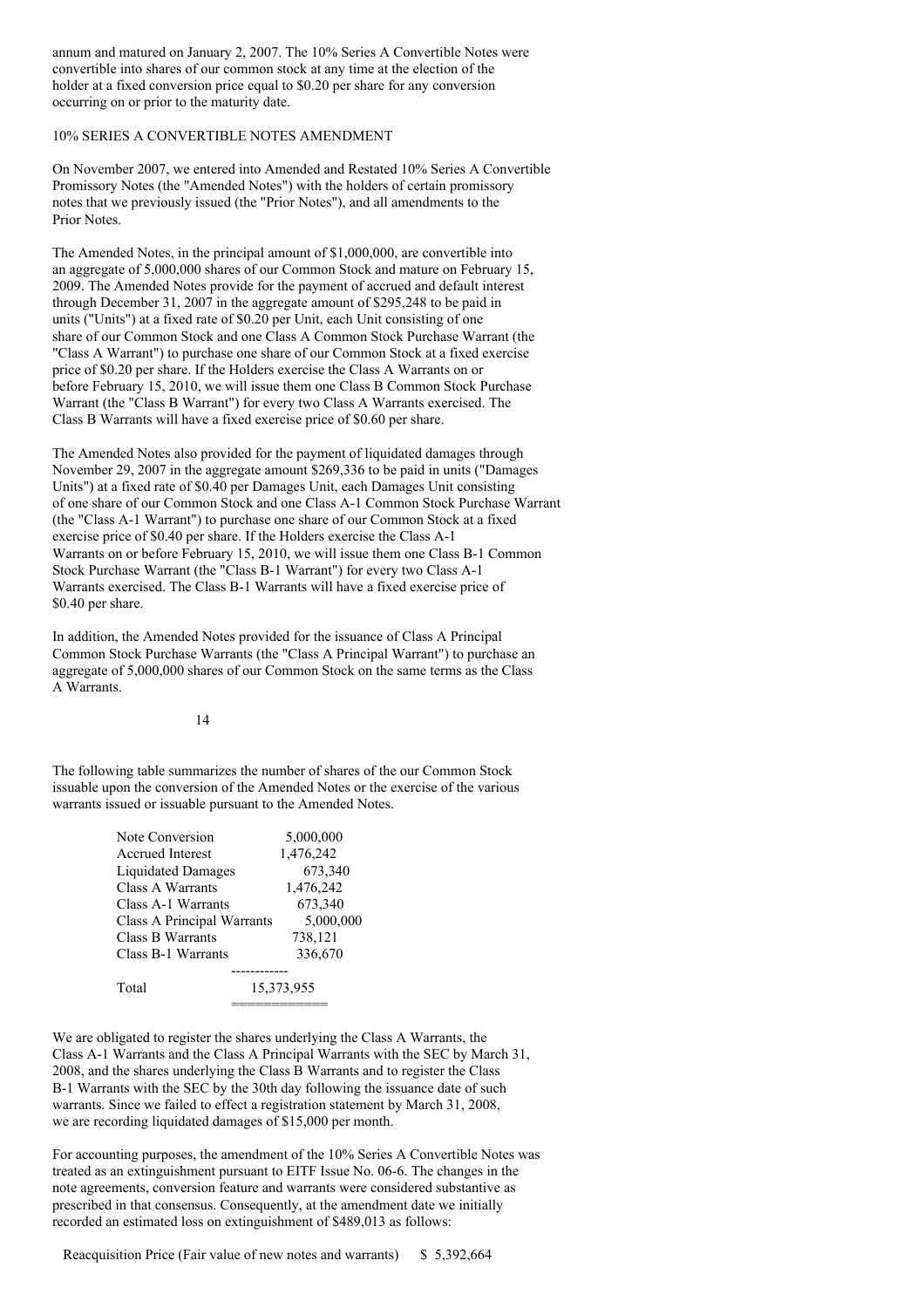annum and matured on January 2, 2007. The 10% Series A Convertible Notes were convertible into shares of our common stock at any time at the election of the holder at a fixed conversion price equal to $0.20 per share for any conversion occurring on or prior to the maturity date.

10% SERIES A CONVERTIBLE NOTES AMENDMENT

On November 2007, we entered into Amended and Restated 10% Series A Convertible Promissory Notes (the "Amended Notes") with the holders of certain promissory notes that we previously issued (the "Prior Notes"), and all amendments to the Prior Notes.

The Amended Notes, in the principal amount of $1,000,000, are convertible into an aggregate of 5,000,000 shares of our Common Stock and mature on February 15, 2009. The Amended Notes provide for the payment of accrued and default interest through December 31, 2007 in the aggregate amount of $295,248 to be paid in units ("Units") at a fixed rate of $0.20 per Unit, each Unit consisting of one share of our Common Stock and one Class A Common Stock Purchase Warrant (the "Class A Warrant") to purchase one share of our Common Stock at a fixed exercise price of $0.20 per share. If the Holders exercise the Class A Warrants on or before February 15, 2010, we will issue them one Class B Common Stock Purchase Warrant (the "Class B Warrant") for every two Class A Warrants exercised. The Class B Warrants will have a fixed exercise price of $0.60 per share.

The Amended Notes also provided for the payment of liquidated damages through November 29, 2007 in the aggregate amount $269,336 to be paid in units ("Damages Units") at a fixed rate of $0.40 per Damages Unit, each Damages Unit consisting of one share of our Common Stock and one Class A-1 Common Stock Purchase Warrant (the "Class A-1 Warrant") to purchase one share of our Common Stock at a fixed exercise price of $0.40 per share. If the Holders exercise the Class A-1 Warrants on or before February 15, 2010, we will issue them one Class B-1 Common Stock Purchase Warrant (the "Class B-1 Warrant") for every two Class A-1 Warrants exercised. The Class B-1 Warrants will have a fixed exercise price of $0.40 per share.

In addition, the Amended Notes provided for the issuance of Class A Principal Common Stock Purchase Warrants (the "Class A Principal Warrant") to purchase an aggregate of 5,000,000 shares of our Common Stock on the same terms as the Class A Warrants.

The following table summarizes the number of shares of the our Common Stock issuable upon the conversion of the Amended Notes or the exercise of the various warrants issued or issuable pursuant to the Amended Notes.

| | |
|---|---|
| Note Conversion | 5,000,000 |
| Accrued Interest | 1,476,242 |
| Liquidated Damages | 673,340 |
| Class A Warrants | 1,476,242 |
| Class A-1 Warrants | 673,340 |
| Class A Principal Warrants | 5,000,000 |
| Class B Warrants | 738,121 |
| Class B-1 Warrants | 336,670 |
| Total | 15,373,955 |

We are obligated to register the shares underlying the Class A Warrants, the Class A-1 Warrants and the Class A Principal Warrants with the SEC by March 31, 2008, and the shares underlying the Class B Warrants and to register the Class B-1 Warrants with the SEC by the 30th day following the issuance date of such warrants. Since we failed to effect a registration statement by March 31, 2008, we are recording liquidated damages of $15,000 per month.

For accounting purposes, the amendment of the 10% Series A Convertible Notes was treated as an extinguishment pursuant to EITF Issue No. 06-6. The changes in the note agreements, conversion feature and warrants were considered substantive as prescribed in that consensus. Consequently, at the amendment date we initially recorded an estimated loss on extinguishment of $489,013 as follows:

| | |
|---|---|
| Reacquisition Price (Fair value of new notes and warrants) | $ 5,392,664 |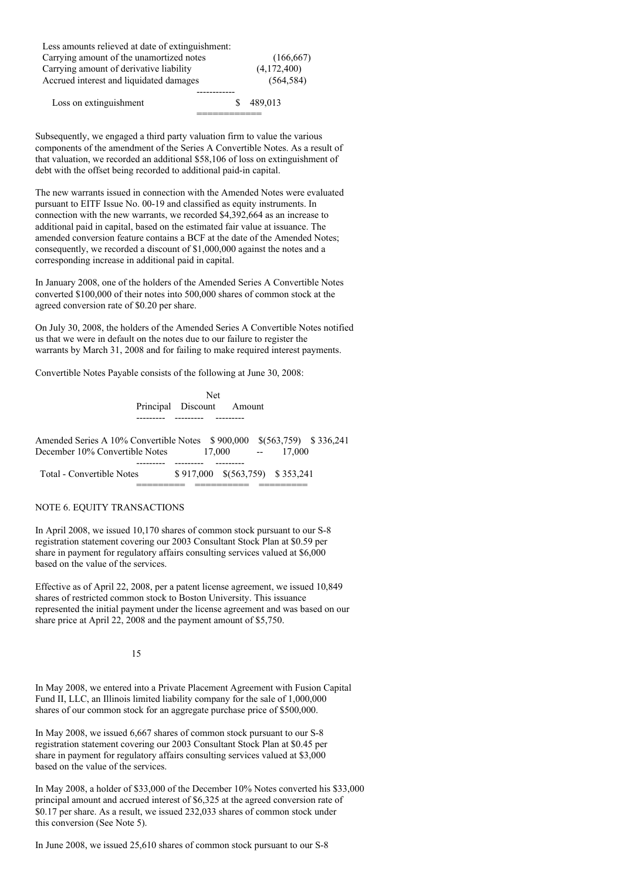| Less amounts relieved at date of extinguishment: | |
|---|---|
| Carrying amount of the unamortized notes | (166,667) |
| Carrying amount of derivative liability | (4,172,400) |
| Accrued interest and liquidated damages | (564,584) |
| Loss on extinguishment | $ 489,013 |

Subsequently, we engaged a third party valuation firm to value the various components of the amendment of the Series A Convertible Notes. As a result of that valuation, we recorded an additional $58,106 of loss on extinguishment of debt with the offset being recorded to additional paid-in capital.

The new warrants issued in connection with the Amended Notes were evaluated pursuant to EITF Issue No. 00-19 and classified as equity instruments. In connection with the new warrants, we recorded $4,392,664 as an increase to additional paid in capital, based on the estimated fair value at issuance. The amended conversion feature contains a BCF at the date of the Amended Notes; consequently, we recorded a discount of $1,000,000 against the notes and a corresponding increase in additional paid in capital.

In January 2008, one of the holders of the Amended Series A Convertible Notes converted $100,000 of their notes into 500,000 shares of common stock at the agreed conversion rate of $0.20 per share.

On July 30, 2008, the holders of the Amended Series A Convertible Notes notified us that we were in default on the notes due to our failure to register the warrants by March 31, 2008 and for failing to make required interest payments.

Convertible Notes Payable consists of the following at June 30, 2008:

| | Principal | Discount | Net Amount |
|---|---|---|---|
| Amended Series A 10% Convertible Notes | $ 900,000 | $(563,759) | $ 336,241 |
| December 10% Convertible Notes | 17,000 | -- | 17,000 |
| Total - Convertible Notes | $ 917,000 | $(563,759) | $ 353,241 |

## NOTE 6. EQUITY TRANSACTIONS

In April 2008, we issued 10,170 shares of common stock pursuant to our S-8 registration statement covering our 2003 Consultant Stock Plan at $0.59 per share in payment for regulatory affairs consulting services valued at $6,000 based on the value of the services.

Effective as of April 22, 2008, per a patent license agreement, we issued 10,849 shares of restricted common stock to Boston University. This issuance represented the initial payment under the license agreement and was based on our share price at April 22, 2008 and the payment amount of $5,750.

In May 2008, we entered into a Private Placement Agreement with Fusion Capital Fund II, LLC, an Illinois limited liability company for the sale of 1,000,000 shares of our common stock for an aggregate purchase price of $500,000.

In May 2008, we issued 6,667 shares of common stock pursuant to our S-8 registration statement covering our 2003 Consultant Stock Plan at $0.45 per share in payment for regulatory affairs consulting services valued at $3,000 based on the value of the services.

In May 2008, a holder of $33,000 of the December 10% Notes converted his $33,000 principal amount and accrued interest of $6,325 at the agreed conversion rate of $0.17 per share. As a result, we issued 232,033 shares of common stock under this conversion (See Note 5).

In June 2008, we issued 25,610 shares of common stock pursuant to our S-8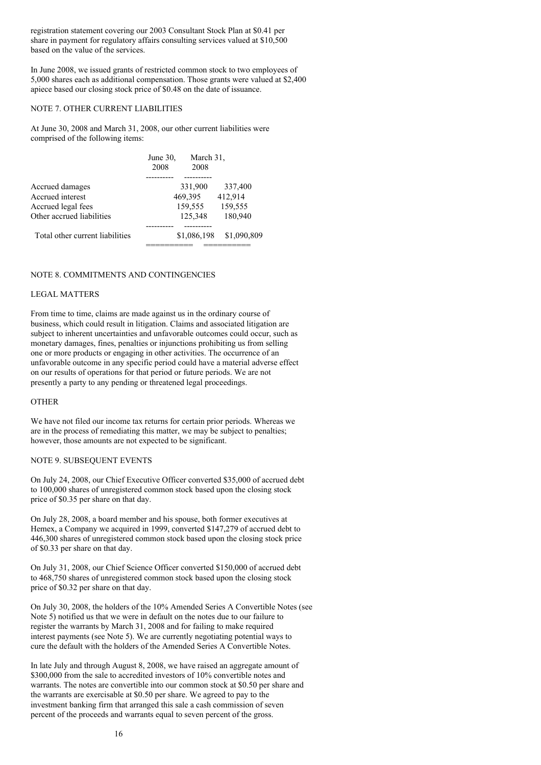registration statement covering our 2003 Consultant Stock Plan at $0.41 per share in payment for regulatory affairs consulting services valued at $10,500 based on the value of the services.

In June 2008, we issued grants of restricted common stock to two employees of 5,000 shares each as additional compensation. Those grants were valued at $2,400 apiece based our closing stock price of $0.48 on the date of issuance.

## NOTE 7. OTHER CURRENT LIABILITIES

At June 30, 2008 and March 31, 2008, our other current liabilities were comprised of the following items:

| | June 30, 2008 | March 31, 2008 |
|---|---|---|
| Accrued damages | 331,900 | 337,400 |
| Accrued interest | 469,395 | 412,914 |
| Accrued legal fees | 159,555 | 159,555 |
| Other accrued liabilities | 125,348 | 180,940 |
| Total other current liabilities | $1,086,198 | $1,090,809 |

## NOTE 8. COMMITMENTS AND CONTINGENCIES

### LEGAL MATTERS

From time to time, claims are made against us in the ordinary course of business, which could result in litigation. Claims and associated litigation are subject to inherent uncertainties and unfavorable outcomes could occur, such as monetary damages, fines, penalties or injunctions prohibiting us from selling one or more products or engaging in other activities. The occurrence of an unfavorable outcome in any specific period could have a material adverse effect on our results of operations for that period or future periods. We are not presently a party to any pending or threatened legal proceedings.

### OTHER

We have not filed our income tax returns for certain prior periods. Whereas we are in the process of remediating this matter, we may be subject to penalties; however, those amounts are not expected to be significant.

## NOTE 9. SUBSEQUENT EVENTS

On July 24, 2008, our Chief Executive Officer converted $35,000 of accrued debt to 100,000 shares of unregistered common stock based upon the closing stock price of $0.35 per share on that day.

On July 28, 2008, a board member and his spouse, both former executives at Hemex, a Company we acquired in 1999, converted $147,279 of accrued debt to 446,300 shares of unregistered common stock based upon the closing stock price of $0.33 per share on that day.

On July 31, 2008, our Chief Science Officer converted $150,000 of accrued debt to 468,750 shares of unregistered common stock based upon the closing stock price of $0.32 per share on that day.

On July 30, 2008, the holders of the 10% Amended Series A Convertible Notes (see Note 5) notified us that we were in default on the notes due to our failure to register the warrants by March 31, 2008 and for failing to make required interest payments (see Note 5). We are currently negotiating potential ways to cure the default with the holders of the Amended Series A Convertible Notes.

In late July and through August 8, 2008, we have raised an aggregate amount of $300,000 from the sale to accredited investors of 10% convertible notes and warrants. The notes are convertible into our common stock at $0.50 per share and the warrants are exercisable at $0.50 per share. We agreed to pay to the investment banking firm that arranged this sale a cash commission of seven percent of the proceeds and warrants equal to seven percent of the gross.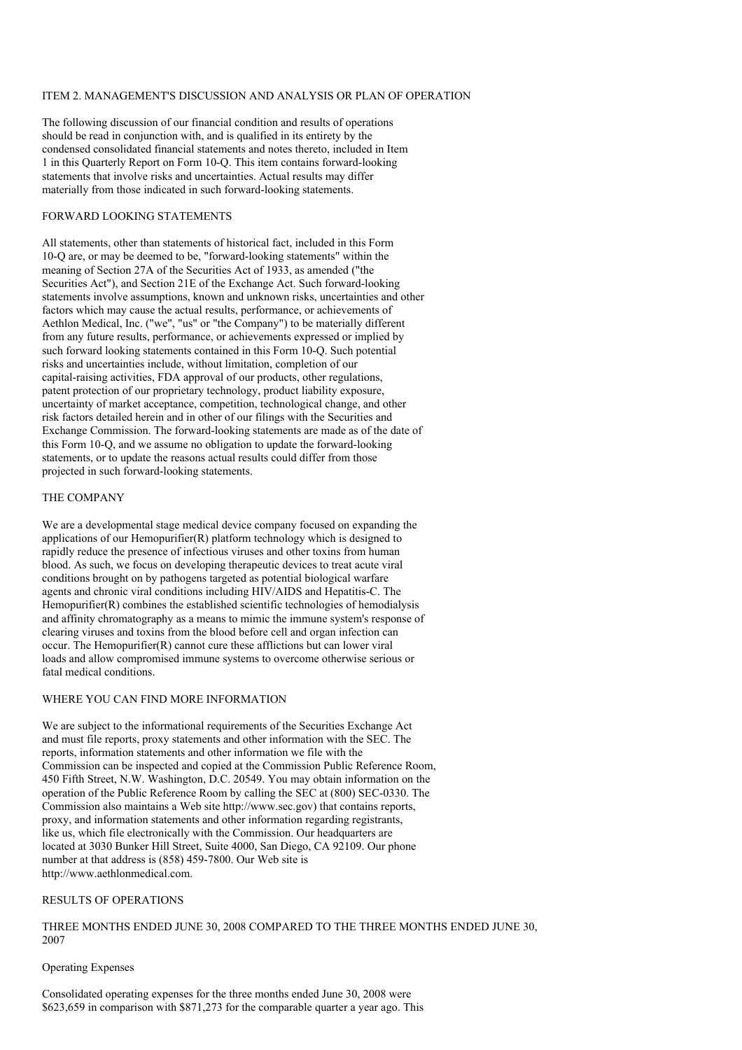## ITEM 2. MANAGEMENT'S DISCUSSION AND ANALYSIS OR PLAN OF OPERATION

The following discussion of our financial condition and results of operations should be read in conjunction with, and is qualified in its entirety by the condensed consolidated financial statements and notes thereto, included in Item 1 in this Quarterly Report on Form 10-Q. This item contains forward-looking statements that involve risks and uncertainties. Actual results may differ materially from those indicated in such forward-looking statements.

### FORWARD LOOKING STATEMENTS

All statements, other than statements of historical fact, included in this Form 10-Q are, or may be deemed to be, "forward-looking statements" within the meaning of Section 27A of the Securities Act of 1933, as amended ("the Securities Act"), and Section 21E of the Exchange Act. Such forward-looking statements involve assumptions, known and unknown risks, uncertainties and other factors which may cause the actual results, performance, or achievements of Aethlon Medical, Inc. ("we", "us" or "the Company") to be materially different from any future results, performance, or achievements expressed or implied by such forward looking statements contained in this Form 10-Q. Such potential risks and uncertainties include, without limitation, completion of our capital-raising activities, FDA approval of our products, other regulations, patent protection of our proprietary technology, product liability exposure, uncertainty of market acceptance, competition, technological change, and other risk factors detailed herein and in other of our filings with the Securities and Exchange Commission. The forward-looking statements are made as of the date of this Form 10-Q, and we assume no obligation to update the forward-looking statements, or to update the reasons actual results could differ from those projected in such forward-looking statements.

### THE COMPANY

We are a developmental stage medical device company focused on expanding the applications of our Hemopurifier(R) platform technology which is designed to rapidly reduce the presence of infectious viruses and other toxins from human blood. As such, we focus on developing therapeutic devices to treat acute viral conditions brought on by pathogens targeted as potential biological warfare agents and chronic viral conditions including HIV/AIDS and Hepatitis-C. The Hemopurifier(R) combines the established scientific technologies of hemodialysis and affinity chromatography as a means to mimic the immune system's response of clearing viruses and toxins from the blood before cell and organ infection can occur. The Hemopurifier(R) cannot cure these afflictions but can lower viral loads and allow compromised immune systems to overcome otherwise serious or fatal medical conditions.

### WHERE YOU CAN FIND MORE INFORMATION

We are subject to the informational requirements of the Securities Exchange Act and must file reports, proxy statements and other information with the SEC. The reports, information statements and other information we file with the Commission can be inspected and copied at the Commission Public Reference Room, 450 Fifth Street, N.W. Washington, D.C. 20549. You may obtain information on the operation of the Public Reference Room by calling the SEC at (800) SEC-0330. The Commission also maintains a Web site http://www.sec.gov) that contains reports, proxy, and information statements and other information regarding registrants, like us, which file electronically with the Commission. Our headquarters are located at 3030 Bunker Hill Street, Suite 4000, San Diego, CA 92109. Our phone number at that address is (858) 459-7800. Our Web site is http://www.aethlonmedical.com.

### RESULTS OF OPERATIONS

#### THREE MONTHS ENDED JUNE 30, 2008 COMPARED TO THE THREE MONTHS ENDED JUNE 30, 2007

Operating Expenses

Consolidated operating expenses for the three months ended June 30, 2008 were $623,659 in comparison with $871,273 for the comparable quarter a year ago. This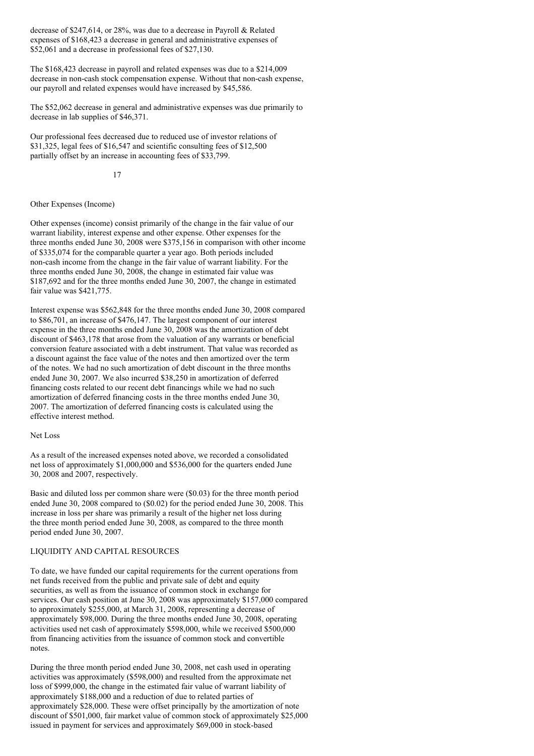decrease of $247,614, or 28%, was due to a decrease in Payroll & Related expenses of $168,423 a decrease in general and administrative expenses of $52,061 and a decrease in professional fees of $27,130.

The $168,423 decrease in payroll and related expenses was due to a $214,009 decrease in non-cash stock compensation expense. Without that non-cash expense, our payroll and related expenses would have increased by $45,586.

The $52,062 decrease in general and administrative expenses was due primarily to decrease in lab supplies of $46,371.

Our professional fees decreased due to reduced use of investor relations of $31,325, legal fees of $16,547 and scientific consulting fees of $12,500 partially offset by an increase in accounting fees of $33,799.

Other Expenses (Income)

Other expenses (income) consist primarily of the change in the fair value of our warrant liability, interest expense and other expense. Other expenses for the three months ended June 30, 2008 were $375,156 in comparison with other income of $335,074 for the comparable quarter a year ago. Both periods included non-cash income from the change in the fair value of warrant liability. For the three months ended June 30, 2008, the change in estimated fair value was $187,692 and for the three months ended June 30, 2007, the change in estimated fair value was $421,775.

Interest expense was $562,848 for the three months ended June 30, 2008 compared to $86,701, an increase of $476,147. The largest component of our interest expense in the three months ended June 30, 2008 was the amortization of debt discount of $463,178 that arose from the valuation of any warrants or beneficial conversion feature associated with a debt instrument. That value was recorded as a discount against the face value of the notes and then amortized over the term of the notes. We had no such amortization of debt discount in the three months ended June 30, 2007. We also incurred $38,250 in amortization of deferred financing costs related to our recent debt financings while we had no such amortization of deferred financing costs in the three months ended June 30, 2007. The amortization of deferred financing costs is calculated using the effective interest method.

Net Loss

As a result of the increased expenses noted above, we recorded a consolidated net loss of approximately $1,000,000 and $536,000 for the quarters ended June 30, 2008 and 2007, respectively.

Basic and diluted loss per common share were ($0.03) for the three month period ended June 30, 2008 compared to ($0.02) for the period ended June 30, 2008. This increase in loss per share was primarily a result of the higher net loss during the three month period ended June 30, 2008, as compared to the three month period ended June 30, 2007.

LIQUIDITY AND CAPITAL RESOURCES

To date, we have funded our capital requirements for the current operations from net funds received from the public and private sale of debt and equity securities, as well as from the issuance of common stock in exchange for services. Our cash position at June 30, 2008 was approximately $157,000 compared to approximately $255,000, at March 31, 2008, representing a decrease of approximately $98,000. During the three months ended June 30, 2008, operating activities used net cash of approximately $598,000, while we received $500,000 from financing activities from the issuance of common stock and convertible notes.

During the three month period ended June 30, 2008, net cash used in operating activities was approximately ($598,000) and resulted from the approximate net loss of $999,000, the change in the estimated fair value of warrant liability of approximately $188,000 and a reduction of due to related parties of approximately $28,000. These were offset principally by the amortization of note discount of $501,000, fair market value of common stock of approximately $25,000 issued in payment for services and approximately $69,000 in stock-based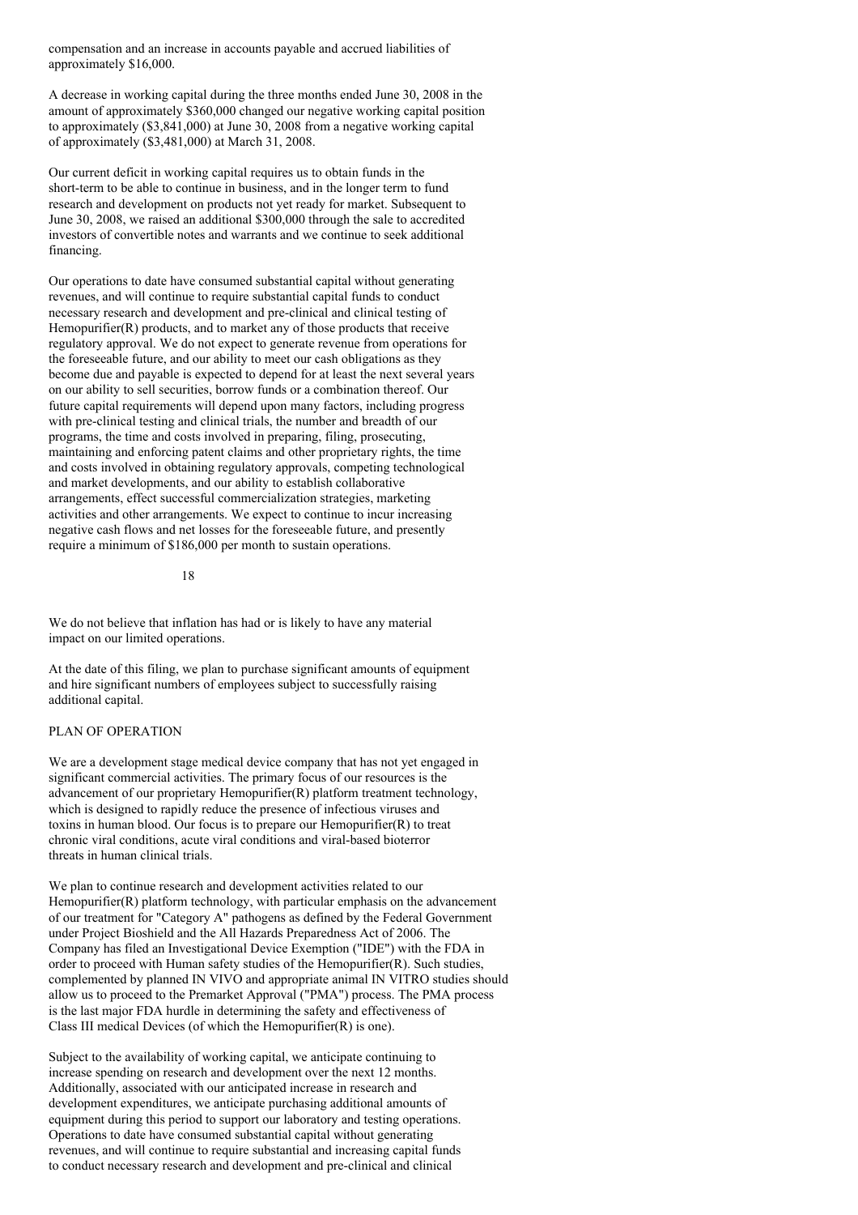compensation and an increase in accounts payable and accrued liabilities of approximately $16,000.

A decrease in working capital during the three months ended June 30, 2008 in the amount of approximately $360,000 changed our negative working capital position to approximately ($3,841,000) at June 30, 2008 from a negative working capital of approximately ($3,481,000) at March 31, 2008.

Our current deficit in working capital requires us to obtain funds in the short-term to be able to continue in business, and in the longer term to fund research and development on products not yet ready for market. Subsequent to June 30, 2008, we raised an additional $300,000 through the sale to accredited investors of convertible notes and warrants and we continue to seek additional financing.

Our operations to date have consumed substantial capital without generating revenues, and will continue to require substantial capital funds to conduct necessary research and development and pre-clinical and clinical testing of Hemopurifier(R) products, and to market any of those products that receive regulatory approval. We do not expect to generate revenue from operations for the foreseeable future, and our ability to meet our cash obligations as they become due and payable is expected to depend for at least the next several years on our ability to sell securities, borrow funds or a combination thereof. Our future capital requirements will depend upon many factors, including progress with pre-clinical testing and clinical trials, the number and breadth of our programs, the time and costs involved in preparing, filing, prosecuting, maintaining and enforcing patent claims and other proprietary rights, the time and costs involved in obtaining regulatory approvals, competing technological and market developments, and our ability to establish collaborative arrangements, effect successful commercialization strategies, marketing activities and other arrangements. We expect to continue to incur increasing negative cash flows and net losses for the foreseeable future, and presently require a minimum of $186,000 per month to sustain operations.

We do not believe that inflation has had or is likely to have any material impact on our limited operations.

At the date of this filing, we plan to purchase significant amounts of equipment and hire significant numbers of employees subject to successfully raising additional capital.

## PLAN OF OPERATION

We are a development stage medical device company that has not yet engaged in significant commercial activities. The primary focus of our resources is the advancement of our proprietary Hemopurifier(R) platform treatment technology, which is designed to rapidly reduce the presence of infectious viruses and toxins in human blood. Our focus is to prepare our Hemopurifier(R) to treat chronic viral conditions, acute viral conditions and viral-based bioterror threats in human clinical trials.

We plan to continue research and development activities related to our Hemopurifier(R) platform technology, with particular emphasis on the advancement of our treatment for "Category A" pathogens as defined by the Federal Government under Project Bioshield and the All Hazards Preparedness Act of 2006. The Company has filed an Investigational Device Exemption ("IDE") with the FDA in order to proceed with Human safety studies of the Hemopurifier(R). Such studies, complemented by planned IN VIVO and appropriate animal IN VITRO studies should allow us to proceed to the Premarket Approval ("PMA") process. The PMA process is the last major FDA hurdle in determining the safety and effectiveness of Class III medical Devices (of which the Hemopurifier(R) is one).

Subject to the availability of working capital, we anticipate continuing to increase spending on research and development over the next 12 months. Additionally, associated with our anticipated increase in research and development expenditures, we anticipate purchasing additional amounts of equipment during this period to support our laboratory and testing operations. Operations to date have consumed substantial capital without generating revenues, and will continue to require substantial and increasing capital funds to conduct necessary research and development and pre-clinical and clinical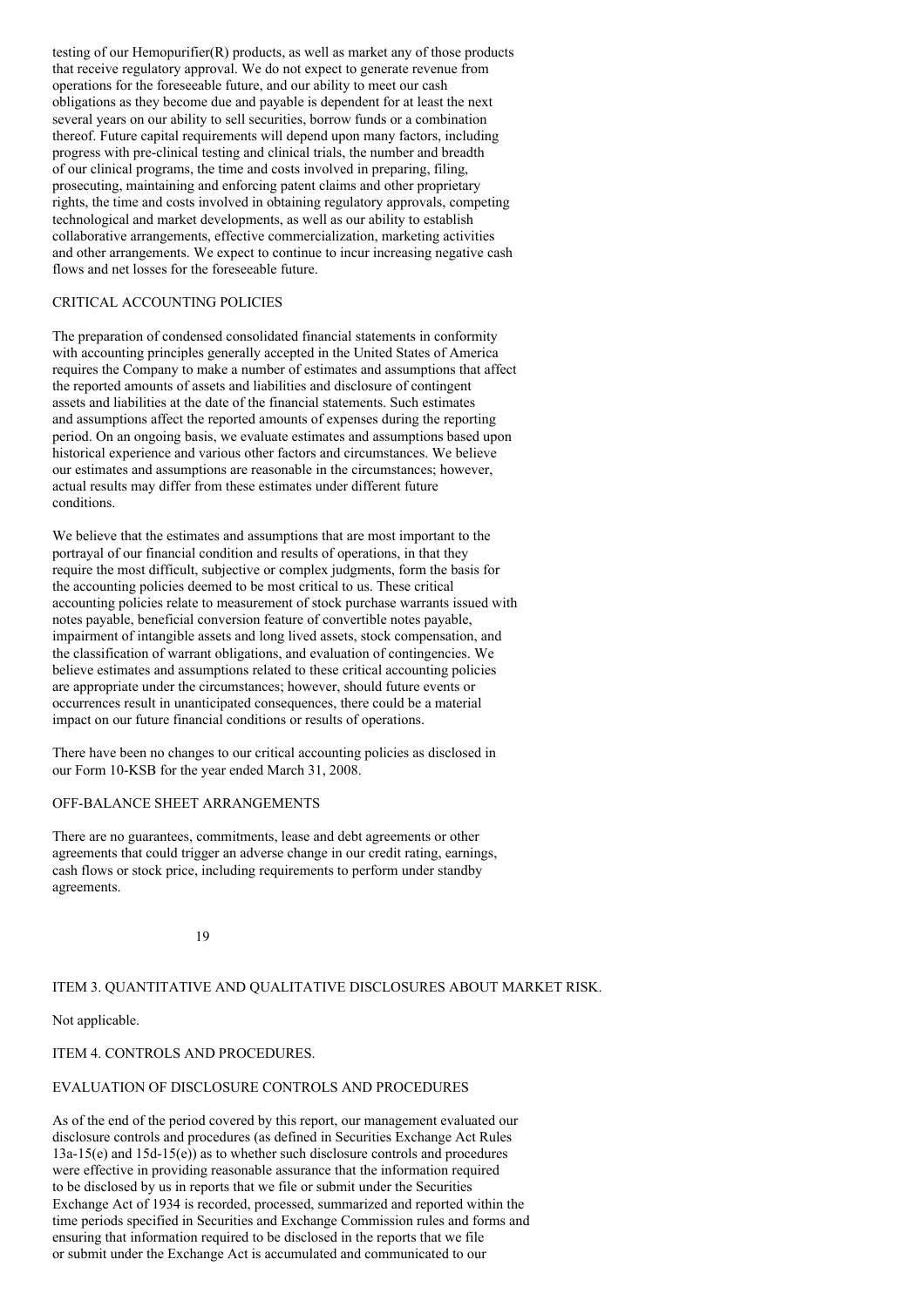testing of our Hemopurifier(R) products, as well as market any of those products that receive regulatory approval. We do not expect to generate revenue from operations for the foreseeable future, and our ability to meet our cash obligations as they become due and payable is dependent for at least the next several years on our ability to sell securities, borrow funds or a combination thereof. Future capital requirements will depend upon many factors, including progress with pre-clinical testing and clinical trials, the number and breadth of our clinical programs, the time and costs involved in preparing, filing, prosecuting, maintaining and enforcing patent claims and other proprietary rights, the time and costs involved in obtaining regulatory approvals, competing technological and market developments, as well as our ability to establish collaborative arrangements, effective commercialization, marketing activities and other arrangements. We expect to continue to incur increasing negative cash flows and net losses for the foreseeable future.

## CRITICAL ACCOUNTING POLICIES

The preparation of condensed consolidated financial statements in conformity with accounting principles generally accepted in the United States of America requires the Company to make a number of estimates and assumptions that affect the reported amounts of assets and liabilities and disclosure of contingent assets and liabilities at the date of the financial statements. Such estimates and assumptions affect the reported amounts of expenses during the reporting period. On an ongoing basis, we evaluate estimates and assumptions based upon historical experience and various other factors and circumstances. We believe our estimates and assumptions are reasonable in the circumstances; however, actual results may differ from these estimates under different future conditions.

We believe that the estimates and assumptions that are most important to the portrayal of our financial condition and results of operations, in that they require the most difficult, subjective or complex judgments, form the basis for the accounting policies deemed to be most critical to us. These critical accounting policies relate to measurement of stock purchase warrants issued with notes payable, beneficial conversion feature of convertible notes payable, impairment of intangible assets and long lived assets, stock compensation, and the classification of warrant obligations, and evaluation of contingencies. We believe estimates and assumptions related to these critical accounting policies are appropriate under the circumstances; however, should future events or occurrences result in unanticipated consequences, there could be a material impact on our future financial conditions or results of operations.

There have been no changes to our critical accounting policies as disclosed in our Form 10-KSB for the year ended March 31, 2008.

## OFF-BALANCE SHEET ARRANGEMENTS

There are no guarantees, commitments, lease and debt agreements or other agreements that could trigger an adverse change in our credit rating, earnings, cash flows or stock price, including requirements to perform under standby agreements.

## ITEM 3. QUANTITATIVE AND QUALITATIVE DISCLOSURES ABOUT MARKET RISK.

Not applicable.

## ITEM 4. CONTROLS AND PROCEDURES.

### EVALUATION OF DISCLOSURE CONTROLS AND PROCEDURES

As of the end of the period covered by this report, our management evaluated our disclosure controls and procedures (as defined in Securities Exchange Act Rules 13a-15(e) and 15d-15(e)) as to whether such disclosure controls and procedures were effective in providing reasonable assurance that the information required to be disclosed by us in reports that we file or submit under the Securities Exchange Act of 1934 is recorded, processed, summarized and reported within the time periods specified in Securities and Exchange Commission rules and forms and ensuring that information required to be disclosed in the reports that we file or submit under the Exchange Act is accumulated and communicated to our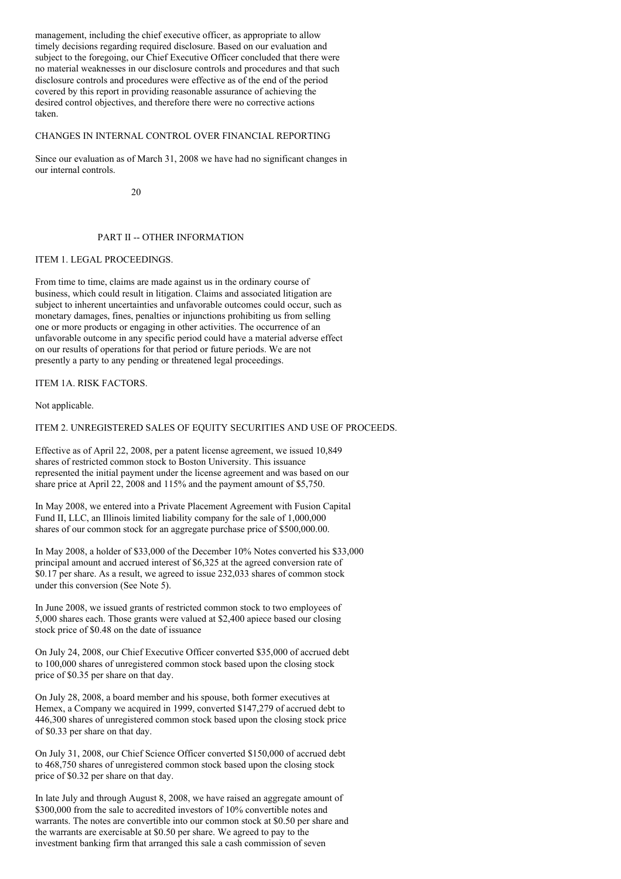management, including the chief executive officer, as appropriate to allow timely decisions regarding required disclosure. Based on our evaluation and subject to the foregoing, our Chief Executive Officer concluded that there were no material weaknesses in our disclosure controls and procedures and that such disclosure controls and procedures were effective as of the end of the period covered by this report in providing reasonable assurance of achieving the desired control objectives, and therefore there were no corrective actions taken.

### CHANGES IN INTERNAL CONTROL OVER FINANCIAL REPORTING

Since our evaluation as of March 31, 2008 we have had no significant changes in our internal controls.

## PART II -- OTHER INFORMATION

### ITEM 1. LEGAL PROCEEDINGS.

From time to time, claims are made against us in the ordinary course of business, which could result in litigation. Claims and associated litigation are subject to inherent uncertainties and unfavorable outcomes could occur, such as monetary damages, fines, penalties or injunctions prohibiting us from selling one or more products or engaging in other activities. The occurrence of an unfavorable outcome in any specific period could have a material adverse effect on our results of operations for that period or future periods. We are not presently a party to any pending or threatened legal proceedings.

### ITEM 1A. RISK FACTORS.

Not applicable.

### ITEM 2. UNREGISTERED SALES OF EQUITY SECURITIES AND USE OF PROCEEDS.

Effective as of April 22, 2008, per a patent license agreement, we issued 10,849 shares of restricted common stock to Boston University. This issuance represented the initial payment under the license agreement and was based on our share price at April 22, 2008 and 115% and the payment amount of $5,750.

In May 2008, we entered into a Private Placement Agreement with Fusion Capital Fund II, LLC, an Illinois limited liability company for the sale of 1,000,000 shares of our common stock for an aggregate purchase price of $500,000.00.

In May 2008, a holder of $33,000 of the December 10% Notes converted his $33,000 principal amount and accrued interest of $6,325 at the agreed conversion rate of $0.17 per share. As a result, we agreed to issue 232,033 shares of common stock under this conversion (See Note 5).

In June 2008, we issued grants of restricted common stock to two employees of 5,000 shares each. Those grants were valued at $2,400 apiece based our closing stock price of $0.48 on the date of issuance

On July 24, 2008, our Chief Executive Officer converted $35,000 of accrued debt to 100,000 shares of unregistered common stock based upon the closing stock price of $0.35 per share on that day.

On July 28, 2008, a board member and his spouse, both former executives at Hemex, a Company we acquired in 1999, converted $147,279 of accrued debt to 446,300 shares of unregistered common stock based upon the closing stock price of $0.33 per share on that day.

On July 31, 2008, our Chief Science Officer converted $150,000 of accrued debt to 468,750 shares of unregistered common stock based upon the closing stock price of $0.32 per share on that day.

In late July and through August 8, 2008, we have raised an aggregate amount of $300,000 from the sale to accredited investors of 10% convertible notes and warrants. The notes are convertible into our common stock at $0.50 per share and the warrants are exercisable at $0.50 per share. We agreed to pay to the investment banking firm that arranged this sale a cash commission of seven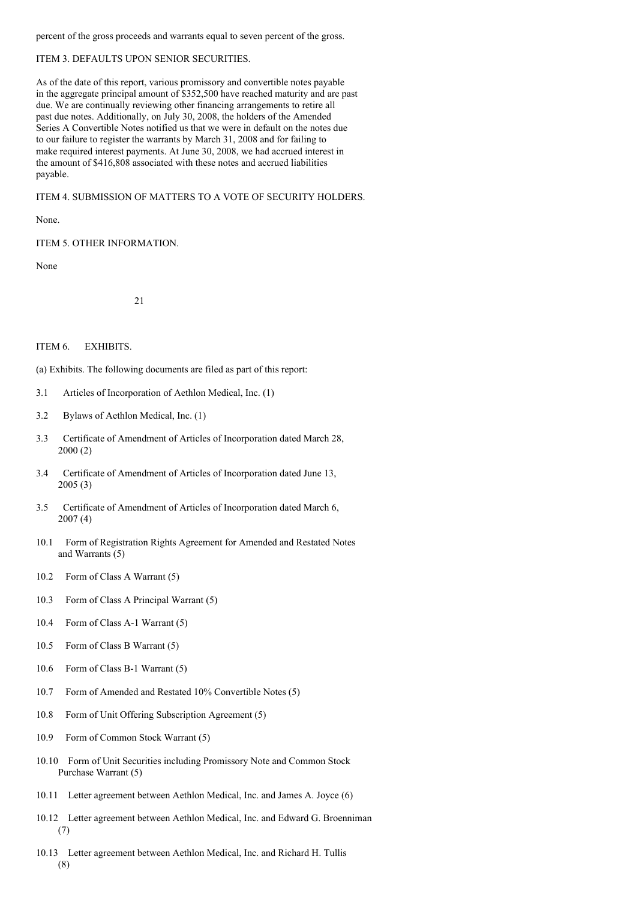percent of the gross proceeds and warrants equal to seven percent of the gross.

## ITEM 3. DEFAULTS UPON SENIOR SECURITIES.

As of the date of this report, various promissory and convertible notes payable in the aggregate principal amount of $352,500 have reached maturity and are past due. We are continually reviewing other financing arrangements to retire all past due notes. Additionally, on July 30, 2008, the holders of the Amended Series A Convertible Notes notified us that we were in default on the notes due to our failure to register the warrants by March 31, 2008 and for failing to make required interest payments. At June 30, 2008, we had accrued interest in the amount of $416,808 associated with these notes and accrued liabilities payable.

## ITEM 4. SUBMISSION OF MATTERS TO A VOTE OF SECURITY HOLDERS.

None.

## ITEM 5. OTHER INFORMATION.

None

## ITEM 6. EXHIBITS.

(a) Exhibits. The following documents are filed as part of this report:

3.1 Articles of Incorporation of Aethlon Medical, Inc. (1)

3.2 Bylaws of Aethlon Medical, Inc. (1)

3.3 Certificate of Amendment of Articles of Incorporation dated March 28, 2000 (2)

3.4 Certificate of Amendment of Articles of Incorporation dated June 13, 2005 (3)

3.5 Certificate of Amendment of Articles of Incorporation dated March 6, 2007 (4)

10.1 Form of Registration Rights Agreement for Amended and Restated Notes and Warrants (5)

10.2 Form of Class A Warrant (5)

10.3 Form of Class A Principal Warrant (5)

10.4 Form of Class A-1 Warrant (5)

10.5 Form of Class B Warrant (5)

10.6 Form of Class B-1 Warrant (5)

10.7 Form of Amended and Restated 10% Convertible Notes (5)

10.8 Form of Unit Offering Subscription Agreement (5)

10.9 Form of Common Stock Warrant (5)

10.10 Form of Unit Securities including Promissory Note and Common Stock Purchase Warrant (5)

10.11 Letter agreement between Aethlon Medical, Inc. and James A. Joyce (6)

10.12 Letter agreement between Aethlon Medical, Inc. and Edward G. Broenniman (7)

10.13 Letter agreement between Aethlon Medical, Inc. and Richard H. Tullis (8)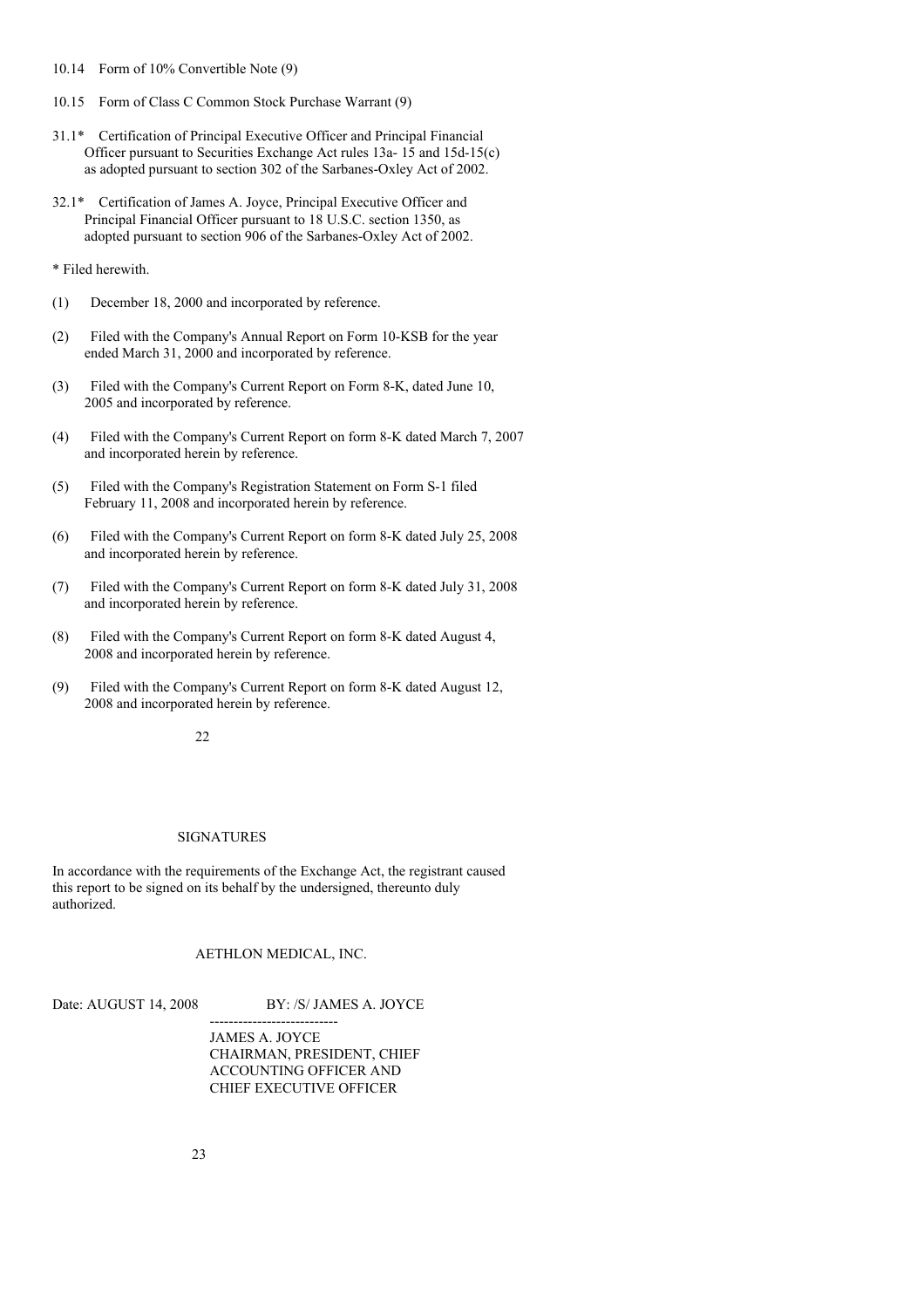10.14 Form of 10% Convertible Note (9)

10.15 Form of Class C Common Stock Purchase Warrant (9)

31.1* Certification of Principal Executive Officer and Principal Financial Officer pursuant to Securities Exchange Act rules 13a- 15 and 15d-15(c) as adopted pursuant to section 302 of the Sarbanes-Oxley Act of 2002.

32.1* Certification of James A. Joyce, Principal Executive Officer and Principal Financial Officer pursuant to 18 U.S.C. section 1350, as adopted pursuant to section 906 of the Sarbanes-Oxley Act of 2002.

* Filed herewith.

(1) December 18, 2000 and incorporated by reference.

(2) Filed with the Company's Annual Report on Form 10-KSB for the year ended March 31, 2000 and incorporated by reference.

(3) Filed with the Company's Current Report on Form 8-K, dated June 10, 2005 and incorporated by reference.

(4) Filed with the Company's Current Report on form 8-K dated March 7, 2007 and incorporated herein by reference.

(5) Filed with the Company's Registration Statement on Form S-1 filed February 11, 2008 and incorporated herein by reference.

(6) Filed with the Company's Current Report on form 8-K dated July 25, 2008 and incorporated herein by reference.

(7) Filed with the Company's Current Report on form 8-K dated July 31, 2008 and incorporated herein by reference.

(8) Filed with the Company's Current Report on form 8-K dated August 4, 2008 and incorporated herein by reference.

(9) Filed with the Company's Current Report on form 8-K dated August 12, 2008 and incorporated herein by reference.

## SIGNATURES

In accordance with the requirements of the Exchange Act, the registrant caused this report to be signed on its behalf by the undersigned, thereunto duly authorized.

AETHLON MEDICAL, INC.

Date: AUGUST 14, 2008 BY: /S/ JAMES A. JOYCE

---------------------------

JAMES A. JOYCE
CHAIRMAN, PRESIDENT, CHIEF
ACCOUNTING OFFICER AND
CHIEF EXECUTIVE OFFICER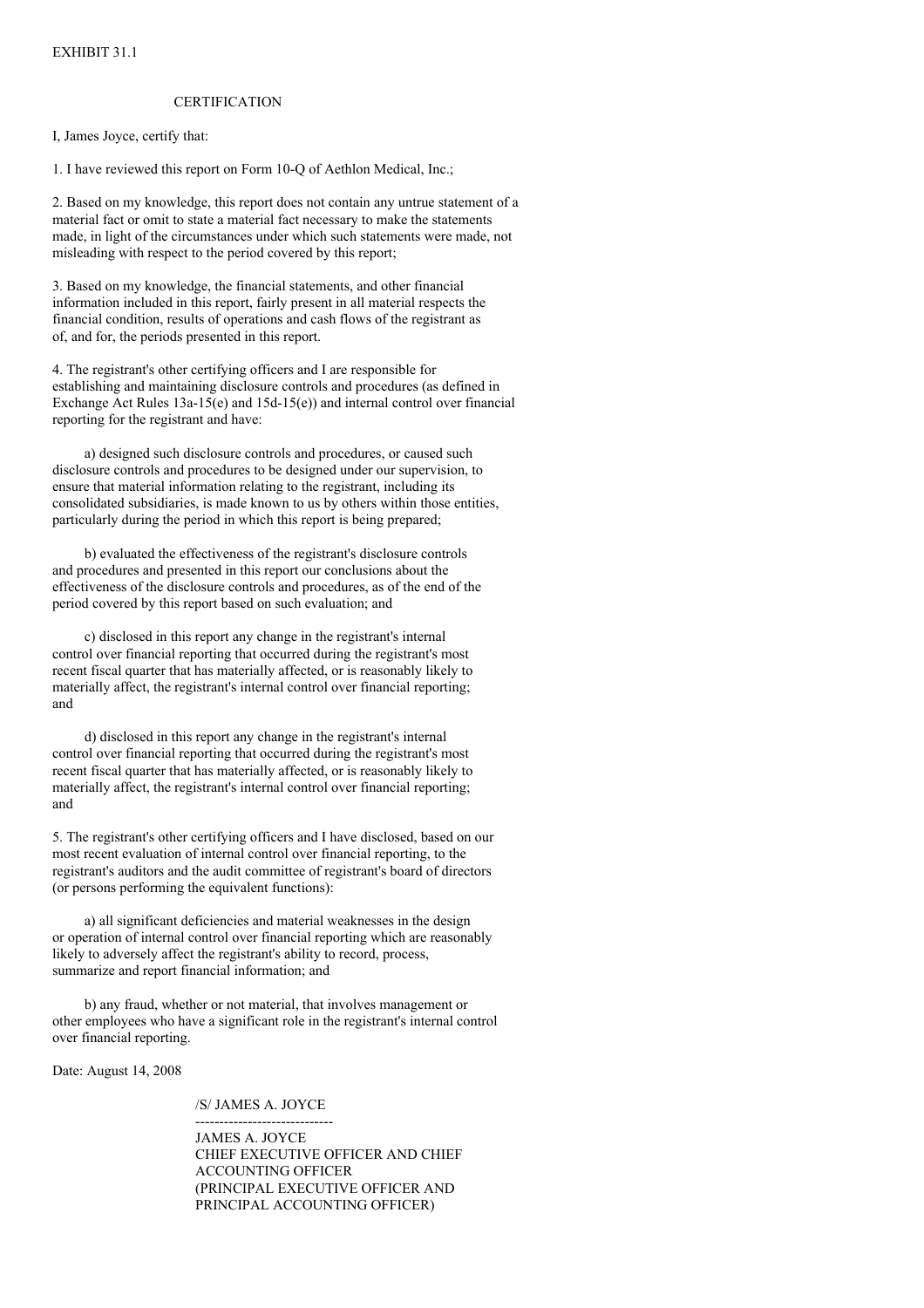EXHIBIT 31.1

CERTIFICATION

I, James Joyce, certify that:

1. I have reviewed this report on Form 10-Q of Aethlon Medical, Inc.;

2. Based on my knowledge, this report does not contain any untrue statement of a material fact or omit to state a material fact necessary to make the statements made, in light of the circumstances under which such statements were made, not misleading with respect to the period covered by this report;

3. Based on my knowledge, the financial statements, and other financial information included in this report, fairly present in all material respects the financial condition, results of operations and cash flows of the registrant as of, and for, the periods presented in this report.

4. The registrant's other certifying officers and I are responsible for establishing and maintaining disclosure controls and procedures (as defined in Exchange Act Rules 13a-15(e) and 15d-15(e)) and internal control over financial reporting for the registrant and have:

a) designed such disclosure controls and procedures, or caused such disclosure controls and procedures to be designed under our supervision, to ensure that material information relating to the registrant, including its consolidated subsidiaries, is made known to us by others within those entities, particularly during the period in which this report is being prepared;

b) evaluated the effectiveness of the registrant's disclosure controls and procedures and presented in this report our conclusions about the effectiveness of the disclosure controls and procedures, as of the end of the period covered by this report based on such evaluation; and

c) disclosed in this report any change in the registrant's internal control over financial reporting that occurred during the registrant's most recent fiscal quarter that has materially affected, or is reasonably likely to materially affect, the registrant's internal control over financial reporting; and

d) disclosed in this report any change in the registrant's internal control over financial reporting that occurred during the registrant's most recent fiscal quarter that has materially affected, or is reasonably likely to materially affect, the registrant's internal control over financial reporting; and

5. The registrant's other certifying officers and I have disclosed, based on our most recent evaluation of internal control over financial reporting, to the registrant's auditors and the audit committee of registrant's board of directors (or persons performing the equivalent functions):

a) all significant deficiencies and material weaknesses in the design or operation of internal control over financial reporting which are reasonably likely to adversely affect the registrant's ability to record, process, summarize and report financial information; and

b) any fraud, whether or not material, that involves management or other employees who have a significant role in the registrant's internal control over financial reporting.

Date: August 14, 2008

/S/ JAMES A. JOYCE

-----------------------------

JAMES A. JOYCE
CHIEF EXECUTIVE OFFICER AND CHIEF ACCOUNTING OFFICER
(PRINCIPAL EXECUTIVE OFFICER AND PRINCIPAL ACCOUNTING OFFICER)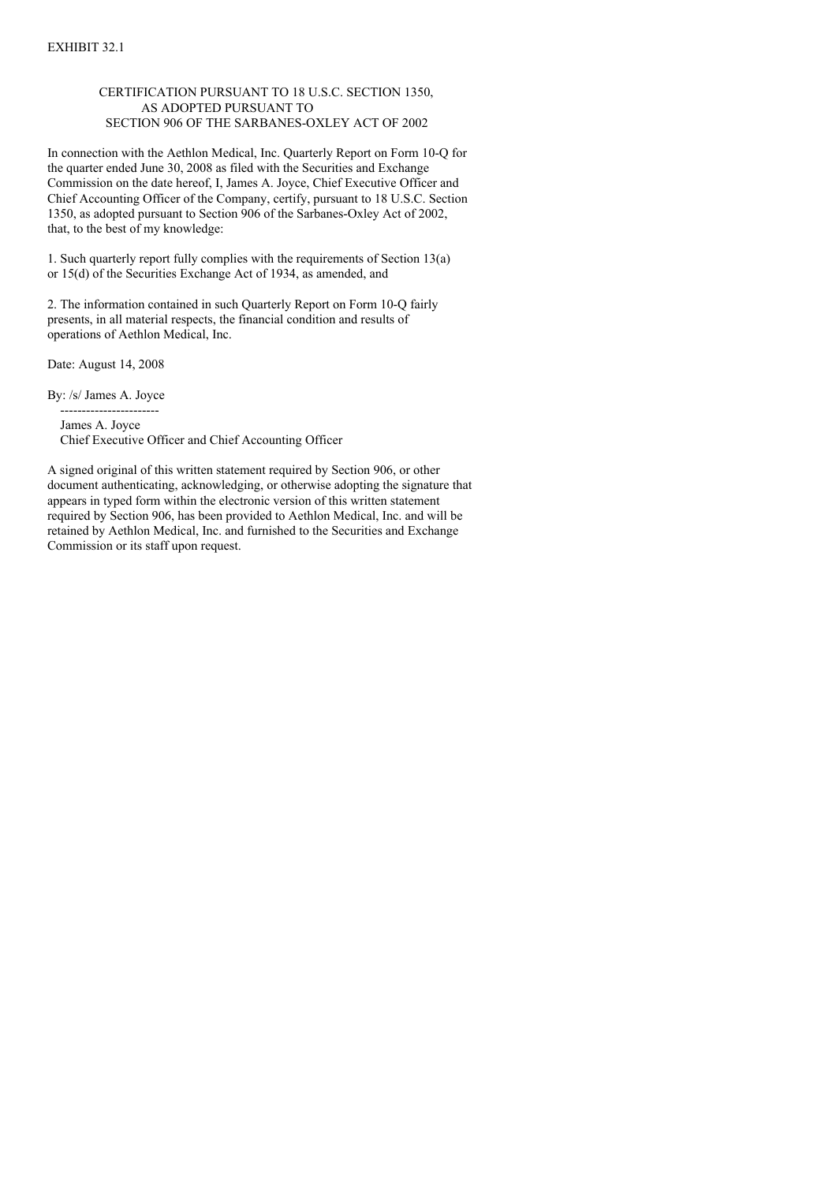EXHIBIT 32.1

## CERTIFICATION PURSUANT TO 18 U.S.C. SECTION 1350, AS ADOPTED PURSUANT TO SECTION 906 OF THE SARBANES-OXLEY ACT OF 2002

In connection with the Aethlon Medical, Inc. Quarterly Report on Form 10-Q for the quarter ended June 30, 2008 as filed with the Securities and Exchange Commission on the date hereof, I, James A. Joyce, Chief Executive Officer and Chief Accounting Officer of the Company, certify, pursuant to 18 U.S.C. Section 1350, as adopted pursuant to Section 906 of the Sarbanes-Oxley Act of 2002, that, to the best of my knowledge:

1. Such quarterly report fully complies with the requirements of Section 13(a) or 15(d) of the Securities Exchange Act of 1934, as amended, and

2. The information contained in such Quarterly Report on Form 10-Q fairly presents, in all material respects, the financial condition and results of operations of Aethlon Medical, Inc.

Date: August 14, 2008

By: /s/ James A. Joyce

-----------------------

James A. Joyce
Chief Executive Officer and Chief Accounting Officer

A signed original of this written statement required by Section 906, or other document authenticating, acknowledging, or otherwise adopting the signature that appears in typed form within the electronic version of this written statement required by Section 906, has been provided to Aethlon Medical, Inc. and will be retained by Aethlon Medical, Inc. and furnished to the Securities and Exchange Commission or its staff upon request.